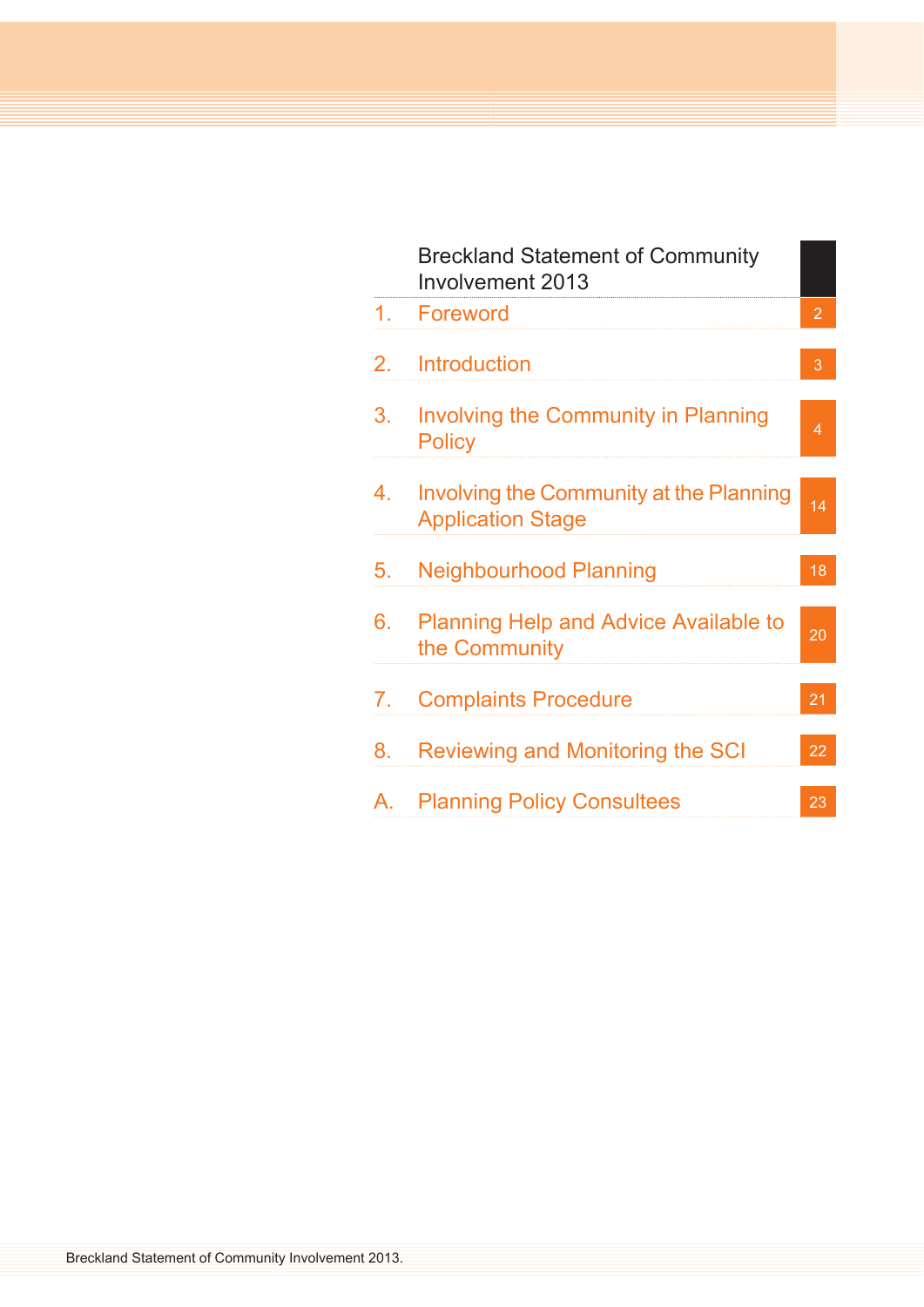# Breckland Statement of Community Involvement 2013

| | | |
|---|---|---|
| 1. | Foreword | 2 |
| 2. | Introduction | 3 |
| 3. | Involving the Community in Planning Policy | 4 |
| 4. | Involving the Community at the Planning Application Stage | 14 |
| 5. | Neighbourhood Planning | 18 |
| 6. | Planning Help and Advice Available to the Community | 20 |
| 7. | Complaints Procedure | 21 |
| 8. | Reviewing and Monitoring the SCI | 22 |
| A. | Planning Policy Consultees | 23 |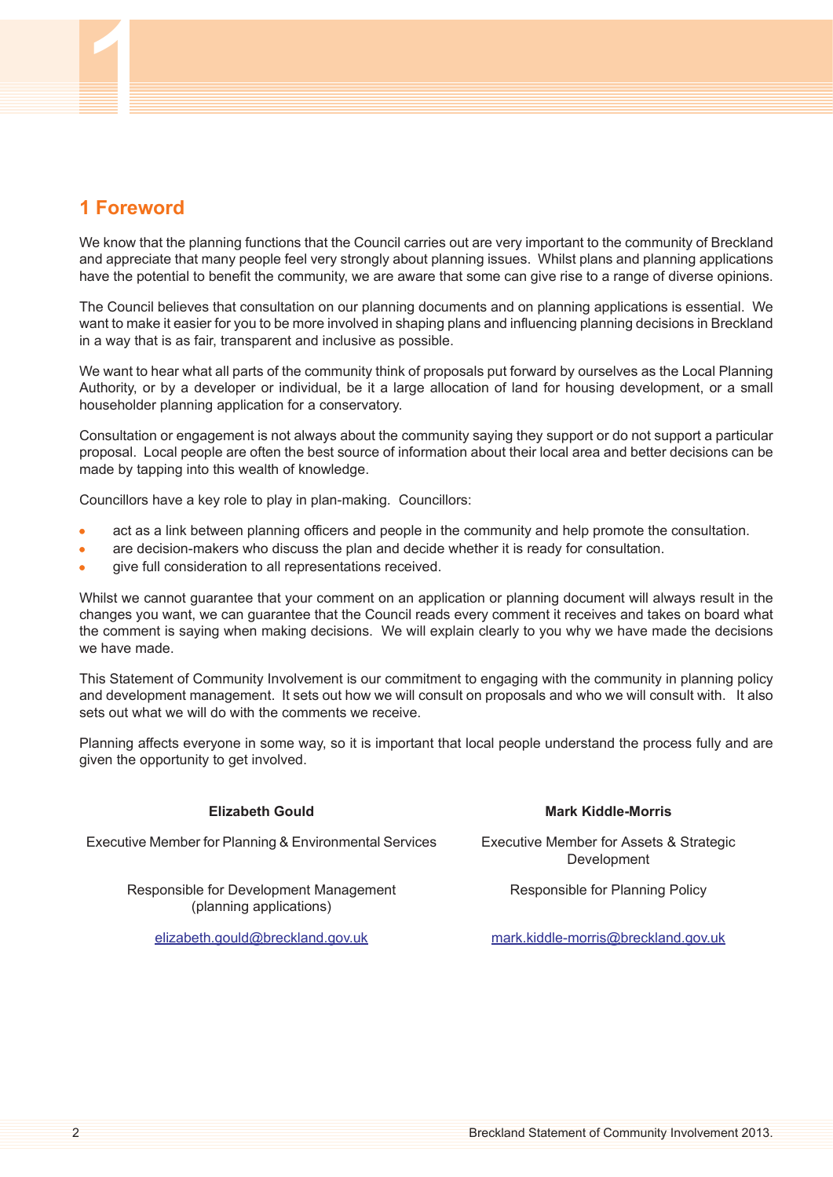# 1 Foreword

We know that the planning functions that the Council carries out are very important to the community of Breckland and appreciate that many people feel very strongly about planning issues. Whilst plans and planning applications have the potential to benefit the community, we are aware that some can give rise to a range of diverse opinions.

The Council believes that consultation on our planning documents and on planning applications is essential. We want to make it easier for you to be more involved in shaping plans and influencing planning decisions in Breckland in a way that is as fair, transparent and inclusive as possible.

We want to hear what all parts of the community think of proposals put forward by ourselves as the Local Planning Authority, or by a developer or individual, be it a large allocation of land for housing development, or a small householder planning application for a conservatory.

Consultation or engagement is not always about the community saying they support or do not support a particular proposal. Local people are often the best source of information about their local area and better decisions can be made by tapping into this wealth of knowledge.

Councillors have a key role to play in plan-making. Councillors:

- act as a link between planning officers and people in the community and help promote the consultation.
- are decision-makers who discuss the plan and decide whether it is ready for consultation.
- give full consideration to all representations received.

Whilst we cannot guarantee that your comment on an application or planning document will always result in the changes you want, we can guarantee that the Council reads every comment it receives and takes on board what the comment is saying when making decisions. We will explain clearly to you why we have made the decisions we have made.

This Statement of Community Involvement is our commitment to engaging with the community in planning policy and development management. It sets out how we will consult on proposals and who we will consult with. It also sets out what we will do with the comments we receive.

Planning affects everyone in some way, so it is important that local people understand the process fully and are given the opportunity to get involved.

**Elizabeth Gould**

Executive Member for Planning & Environmental Services

Responsible for Development Management (planning applications)

elizabeth.gould@breckland.gov.uk

**Mark Kiddle-Morris**

Executive Member for Assets & Strategic Development

Responsible for Planning Policy

mark.kiddle-morris@breckland.gov.uk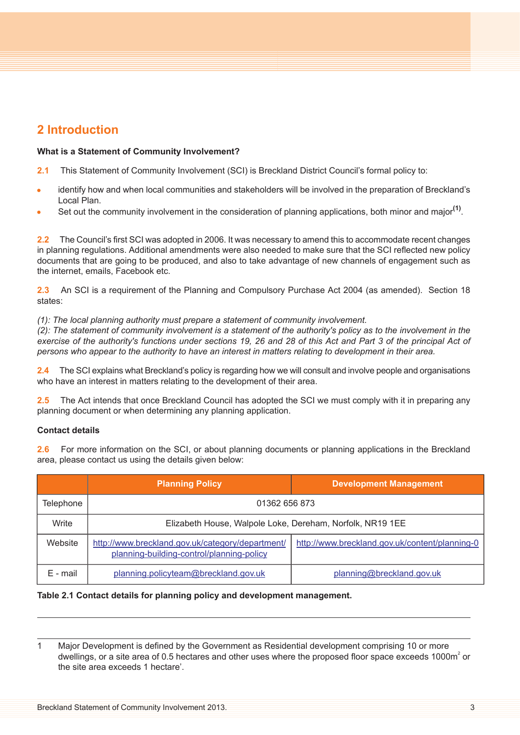## 2 Introduction

**What is a Statement of Community Involvement?**

**2.1** This Statement of Community Involvement (SCI) is Breckland District Council's formal policy to:

- identify how and when local communities and stakeholders will be involved in the preparation of Breckland's Local Plan.
- Set out the community involvement in the consideration of planning applications, both minor and major[(1)].

**2.2** The Council's first SCI was adopted in 2006. It was necessary to amend this to accommodate recent changes in planning regulations. Additional amendments were also needed to make sure that the SCI reflected new policy documents that are going to be produced, and also to take advantage of new channels of engagement such as the internet, emails, Facebook etc.

**2.3** An SCI is a requirement of the Planning and Compulsory Purchase Act 2004 (as amended). Section 18 states:

*(1): The local planning authority must prepare a statement of community involvement.*
*(2): The statement of community involvement is a statement of the authority's policy as to the involvement in the exercise of the authority's functions under sections 19, 26 and 28 of this Act and Part 3 of the principal Act of persons who appear to the authority to have an interest in matters relating to development in their area.*

**2.4** The SCI explains what Breckland's policy is regarding how we will consult and involve people and organisations who have an interest in matters relating to the development of their area.

**2.5** The Act intends that once Breckland Council has adopted the SCI we must comply with it in preparing any planning document or when determining any planning application.

**Contact details**

**2.6** For more information on the SCI, or about planning documents or planning applications in the Breckland area, please contact us using the details given below:

| | Planning Policy | Development Management |
|---|---|---|
| Telephone | 01362 656 873 | |
| Write | Elizabeth House, Walpole Loke, Dereham, Norfolk, NR19 1EE | |
| Website | http://www.breckland.gov.uk/category/department/planning-building-control/planning-policy | http://www.breckland.gov.uk/content/planning-0 |
| E - mail | planning.policyteam@breckland.gov.uk | planning@breckland.gov.uk |

**Table 2.1 Contact details for planning policy and development management.**

---

1 Major Development is defined by the Government as Residential development comprising 10 or more dwellings, or a site area of 0.5 hectares and other uses where the proposed floor space exceeds 1000m$^2$ or the site area exceeds 1 hectare'.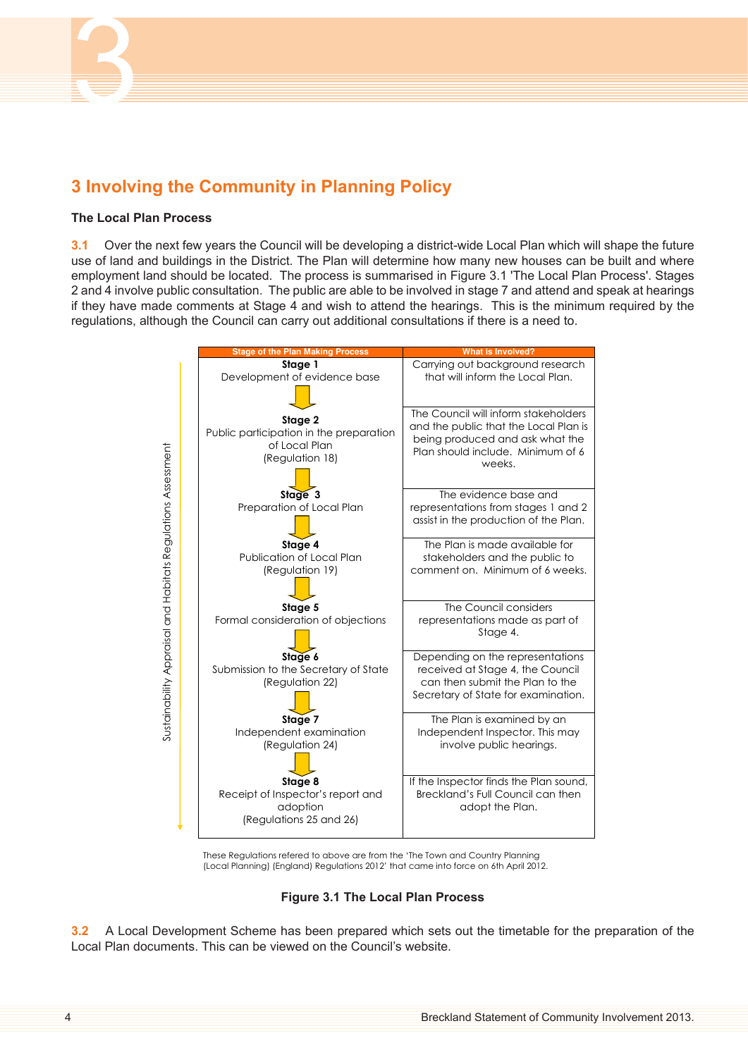# 3 Involving the Community in Planning Policy

### The Local Plan Process

**3.1** Over the next few years the Council will be developing a district-wide Local Plan which will shape the future use of land and buildings in the District. The Plan will determine how many new houses can be built and where employment land should be located. The process is summarised in Figure 3.1 'The Local Plan Process'. Stages 2 and 4 involve public consultation. The public are able to be involved in stage 7 and attend and speak at hearings if they have made comments at Stage 4 and wish to attend the hearings. This is the minimum required by the regulations, although the Council can carry out additional consultations if there is a need to.

*Sustainability Appraisal and Habitats Regulations Assessment*

| Stage of the Plan Making Process | What is Involved? |
|---|---|
| **Stage 1** Development of evidence base | Carrying out background research that will inform the Local Plan. |
| **Stage 2** Public participation in the preparation of Local Plan (Regulation 18) | The Council will inform stakeholders and the public that the Local Plan is being produced and ask what the Plan should include. Minimum of 6 weeks. |
| **Stage 3** Preparation of Local Plan | The evidence base and representations from stages 1 and 2 assist in the production of the Plan. |
| **Stage 4** Publication of Local Plan (Regulation 19) | The Plan is made available for stakeholders and the public to comment on. Minimum of 6 weeks. |
| **Stage 5** Formal consideration of objections | The Council considers representations made as part of Stage 4. |
| **Stage 6** Submission to the Secretary of State (Regulation 22) | Depending on the representations received at Stage 4, the Council can then submit the Plan to the Secretary of State for examination. |
| **Stage 7** Independent examination (Regulation 24) | The Plan is examined by an Independent Inspector. This may involve public hearings. |
| **Stage 8** Receipt of Inspector's report and adoption (Regulations 25 and 26) | If the Inspector finds the Plan sound, Breckland's Full Council can then adopt the Plan. |

These Regulations refered to above are from the 'The Town and Country Planning (Local Planning) (England) Regulations 2012' that came into force on 6th April 2012.

**Figure 3.1 The Local Plan Process**

**3.2** A Local Development Scheme has been prepared which sets out the timetable for the preparation of the Local Plan documents. This can be viewed on the Council's website.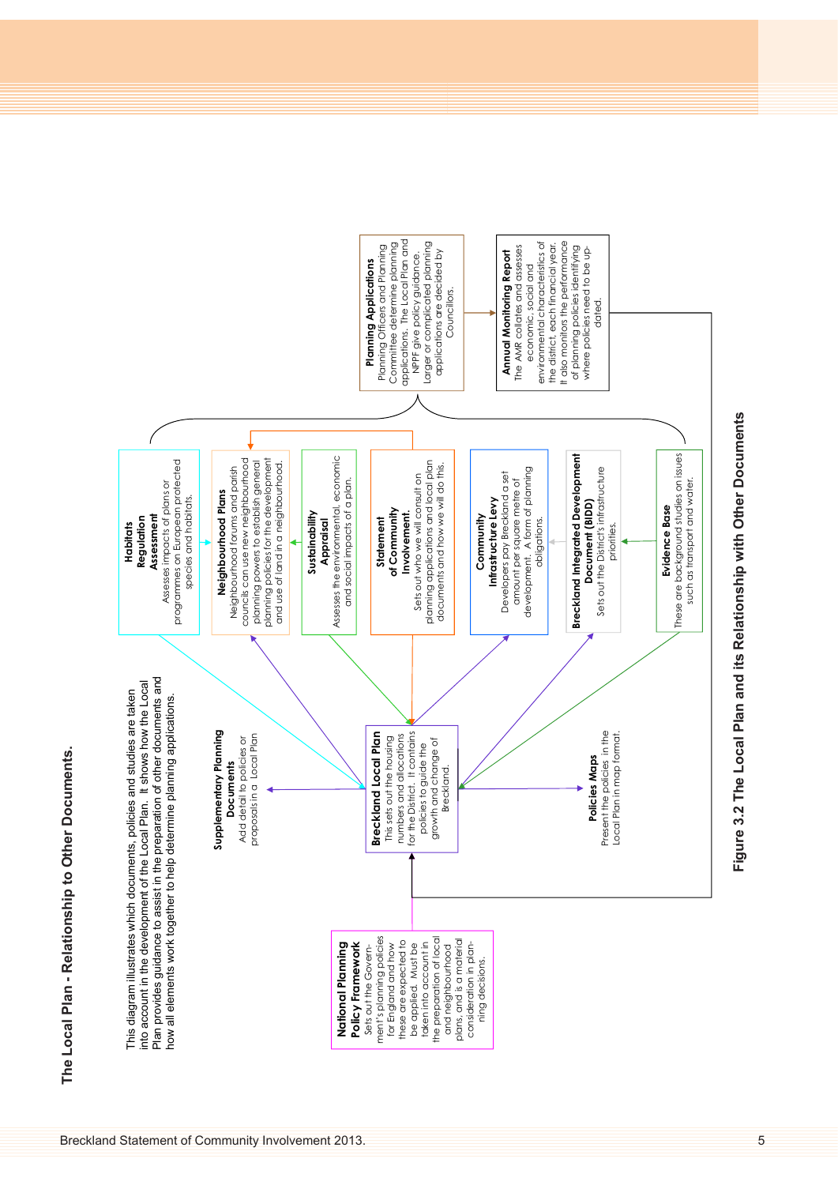## The Local Plan - Relationship to Other Documents.

This diagram illustrates which documents, policies and studies are taken into account in the development of the Local Plan. It shows how the Local Plan provides guidance to assist in the preparation of other documents and how all elements work together to help determine planning applications.

**National Planning Policy Framework**
Sets out the Government's planning policies for England and how these are expected to be applied. Must be taken into account in the preparation of local and neighbourhood plans, and is a material consideration in planning decisions.

**Supplementary Planning Documents**
Add detail to policies or proposals in a Local Plan

**Breckland Local Plan**
This sets out the housing numbers and allocations for the District. It contains policies to guide the growth and change of Breckland.

**Policies Maps**
Present the policies in the Local Plan in map format.

**Habitats Regulation Assessment**
Assesses impacts of plans or programmes on European protected species and habitats.

**Neighbourhood Plans**
Neighbourhood forums and parish councils can use new neighbourhood planning powers to establish general planning policies for the development and use of land in a neighbourhood.

**Sustainability Appraisal**
Assesses the environmental, economic and social impacts of a plan.

**Statement of Community Involvement.**
Sets out who we will consult on planning applications and local plan documents and how we will do this.

**Community Infrastructure Levy**
Developers pay Breckland a set amount per square metre of development. A form of planning obligations.

**Breckland Integrated Development Document (BIDD)**
Sets out the District's infrastructure priorities.

**Evidence Base**
These are background studies on issues such as transport and water.

**Planning Applications**
Planning Officers and Planning Committee determine planning applications. The Local Plan and NPPF give policy guidance. Larger or complicated planning applications are decided by Councillors.

**Annual Monitoring Report**
The AMR collates and assesses economic, social and environmental characteristics of the district, each financial year. It also monitors the performance of planning policies identifying where policies need to be updated.

Figure 3.2 The Local Plan and its Relationship with Other Documents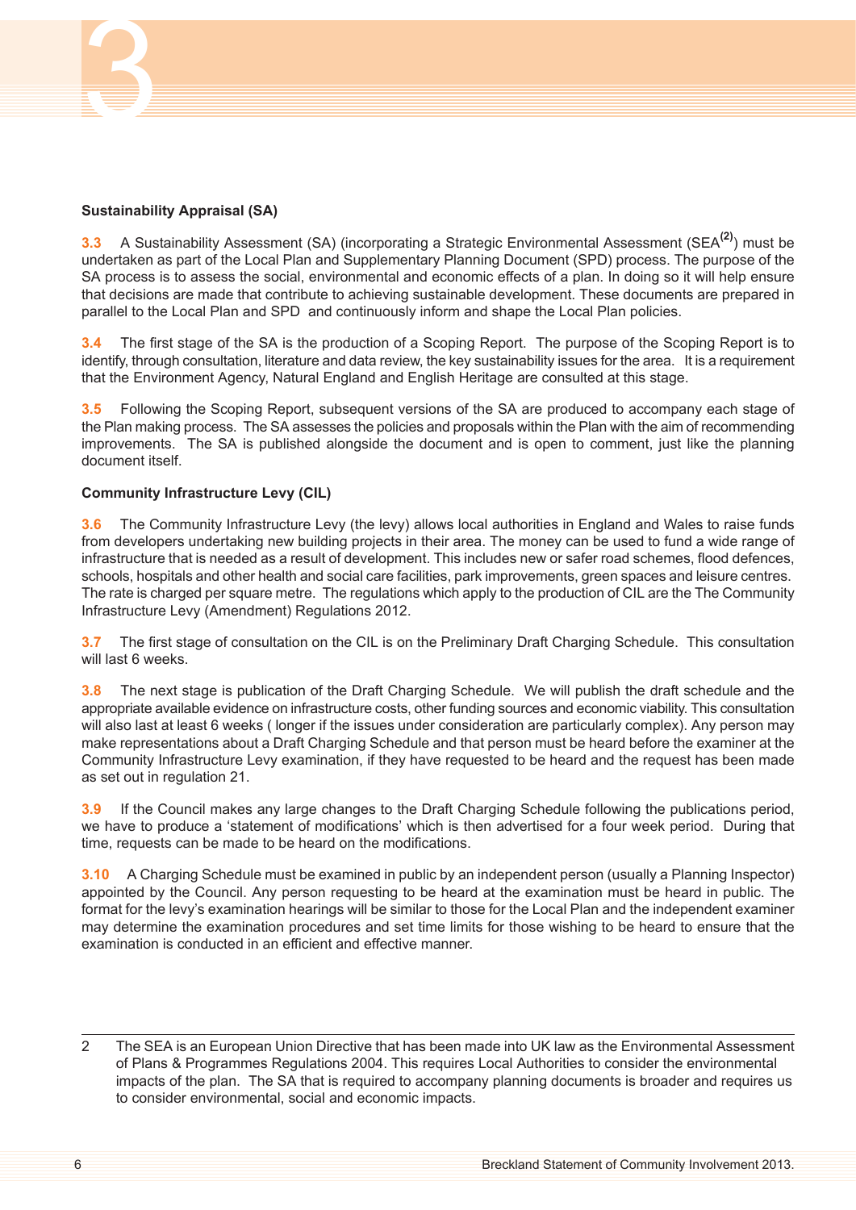## Sustainability Appraisal (SA)

**3.3** A Sustainability Assessment (SA) (incorporating a Strategic Environmental Assessment (SEA[2]) must be undertaken as part of the Local Plan and Supplementary Planning Document (SPD) process. The purpose of the SA process is to assess the social, environmental and economic effects of a plan. In doing so it will help ensure that decisions are made that contribute to achieving sustainable development. These documents are prepared in parallel to the Local Plan and SPD and continuously inform and shape the Local Plan policies.

**3.4** The first stage of the SA is the production of a Scoping Report. The purpose of the Scoping Report is to identify, through consultation, literature and data review, the key sustainability issues for the area. It is a requirement that the Environment Agency, Natural England and English Heritage are consulted at this stage.

**3.5** Following the Scoping Report, subsequent versions of the SA are produced to accompany each stage of the Plan making process. The SA assesses the policies and proposals within the Plan with the aim of recommending improvements. The SA is published alongside the document and is open to comment, just like the planning document itself.

## Community Infrastructure Levy (CIL)

**3.6** The Community Infrastructure Levy (the levy) allows local authorities in England and Wales to raise funds from developers undertaking new building projects in their area. The money can be used to fund a wide range of infrastructure that is needed as a result of development. This includes new or safer road schemes, flood defences, schools, hospitals and other health and social care facilities, park improvements, green spaces and leisure centres. The rate is charged per square metre. The regulations which apply to the production of CIL are the The Community Infrastructure Levy (Amendment) Regulations 2012.

**3.7** The first stage of consultation on the CIL is on the Preliminary Draft Charging Schedule. This consultation will last 6 weeks.

**3.8** The next stage is publication of the Draft Charging Schedule. We will publish the draft schedule and the appropriate available evidence on infrastructure costs, other funding sources and economic viability. This consultation will also last at least 6 weeks ( longer if the issues under consideration are particularly complex). Any person may make representations about a Draft Charging Schedule and that person must be heard before the examiner at the Community Infrastructure Levy examination, if they have requested to be heard and the request has been made as set out in regulation 21.

**3.9** If the Council makes any large changes to the Draft Charging Schedule following the publications period, we have to produce a 'statement of modifications' which is then advertised for a four week period. During that time, requests can be made to be heard on the modifications.

**3.10** A Charging Schedule must be examined in public by an independent person (usually a Planning Inspector) appointed by the Council. Any person requesting to be heard at the examination must be heard in public. The format for the levy's examination hearings will be similar to those for the Local Plan and the independent examiner may determine the examination procedures and set time limits for those wishing to be heard to ensure that the examination is conducted in an efficient and effective manner.

---

2 The SEA is an European Union Directive that has been made into UK law as the Environmental Assessment of Plans & Programmes Regulations 2004. This requires Local Authorities to consider the environmental impacts of the plan. The SA that is required to accompany planning documents is broader and requires us to consider environmental, social and economic impacts.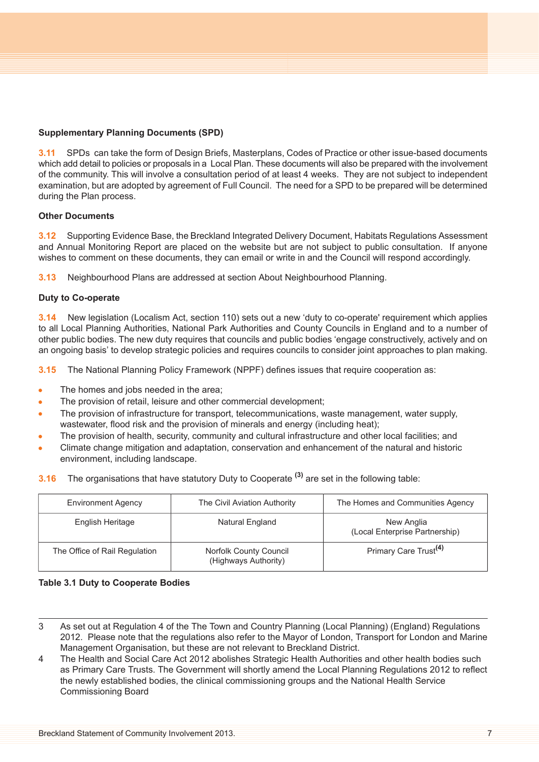**Supplementary Planning Documents (SPD)**

**3.11** SPDs can take the form of Design Briefs, Masterplans, Codes of Practice or other issue-based documents which add detail to policies or proposals in a Local Plan. These documents will also be prepared with the involvement of the community. This will involve a consultation period of at least 4 weeks. They are not subject to independent examination, but are adopted by agreement of Full Council. The need for a SPD to be prepared will be determined during the Plan process.

**Other Documents**

**3.12** Supporting Evidence Base, the Breckland Integrated Delivery Document, Habitats Regulations Assessment and Annual Monitoring Report are placed on the website but are not subject to public consultation. If anyone wishes to comment on these documents, they can email or write in and the Council will respond accordingly.

**3.13** Neighbourhood Plans are addressed at section About Neighbourhood Planning.

**Duty to Co-operate**

**3.14** New legislation (Localism Act, section 110) sets out a new 'duty to co-operate' requirement which applies to all Local Planning Authorities, National Park Authorities and County Councils in England and to a number of other public bodies. The new duty requires that councils and public bodies 'engage constructively, actively and on an ongoing basis' to develop strategic policies and requires councils to consider joint approaches to plan making.

**3.15** The National Planning Policy Framework (NPPF) defines issues that require cooperation as:

- The homes and jobs needed in the area;
- The provision of retail, leisure and other commercial development;
- The provision of infrastructure for transport, telecommunications, waste management, water supply, wastewater, flood risk and the provision of minerals and energy (including heat);
- The provision of health, security, community and cultural infrastructure and other local facilities; and
- Climate change mitigation and adaptation, conservation and enhancement of the natural and historic environment, including landscape.

**3.16** The organisations that have statutory Duty to Cooperate [3] are set in the following table:

| | | |
|---|---|---|
| Environment Agency | The Civil Aviation Authority | The Homes and Communities Agency |
| English Heritage | Natural England | New Anglia (Local Enterprise Partnership) |
| The Office of Rail Regulation | Norfolk County Council (Highways Authority) | Primary Care Trust[4] |

**Table 3.1 Duty to Cooperate Bodies**

---

3 As set out at Regulation 4 of the The Town and Country Planning (Local Planning) (England) Regulations 2012. Please note that the regulations also refer to the Mayor of London, Transport for London and Marine Management Organisation, but these are not relevant to Breckland District.

4 The Health and Social Care Act 2012 abolishes Strategic Health Authorities and other health bodies such as Primary Care Trusts. The Government will shortly amend the Local Planning Regulations 2012 to reflect the newly established bodies, the clinical commissioning groups and the National Health Service Commissioning Board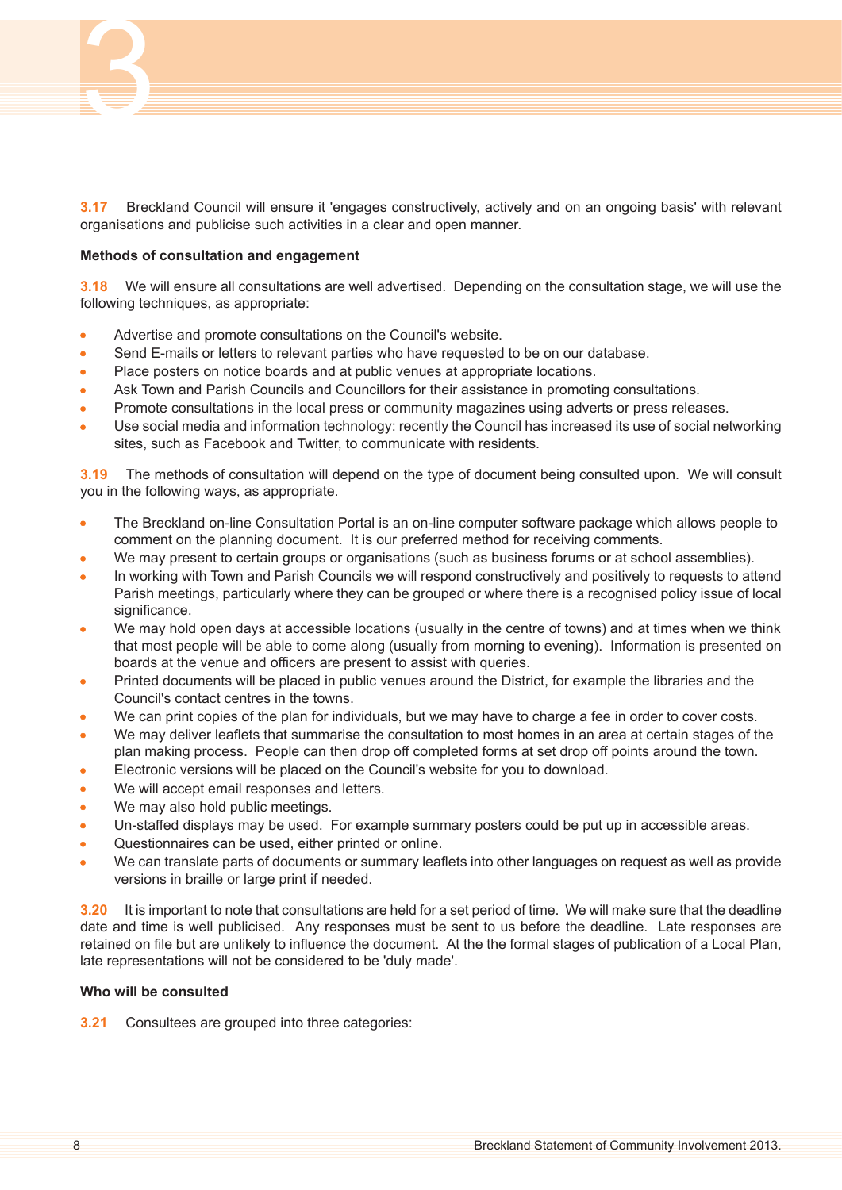**3.17** Breckland Council will ensure it 'engages constructively, actively and on an ongoing basis' with relevant organisations and publicise such activities in a clear and open manner.

**Methods of consultation and engagement**

**3.18** We will ensure all consultations are well advertised. Depending on the consultation stage, we will use the following techniques, as appropriate:

- Advertise and promote consultations on the Council's website.
- Send E-mails or letters to relevant parties who have requested to be on our database.
- Place posters on notice boards and at public venues at appropriate locations.
- Ask Town and Parish Councils and Councillors for their assistance in promoting consultations.
- Promote consultations in the local press or community magazines using adverts or press releases.
- Use social media and information technology: recently the Council has increased its use of social networking sites, such as Facebook and Twitter, to communicate with residents.

**3.19** The methods of consultation will depend on the type of document being consulted upon. We will consult you in the following ways, as appropriate.

- The Breckland on-line Consultation Portal is an on-line computer software package which allows people to comment on the planning document. It is our preferred method for receiving comments.
- We may present to certain groups or organisations (such as business forums or at school assemblies).
- In working with Town and Parish Councils we will respond constructively and positively to requests to attend Parish meetings, particularly where they can be grouped or where there is a recognised policy issue of local significance.
- We may hold open days at accessible locations (usually in the centre of towns) and at times when we think that most people will be able to come along (usually from morning to evening). Information is presented on boards at the venue and officers are present to assist with queries.
- Printed documents will be placed in public venues around the District, for example the libraries and the Council's contact centres in the towns.
- We can print copies of the plan for individuals, but we may have to charge a fee in order to cover costs.
- We may deliver leaflets that summarise the consultation to most homes in an area at certain stages of the plan making process. People can then drop off completed forms at set drop off points around the town.
- Electronic versions will be placed on the Council's website for you to download.
- We will accept email responses and letters.
- We may also hold public meetings.
- Un-staffed displays may be used. For example summary posters could be put up in accessible areas.
- Questionnaires can be used, either printed or online.
- We can translate parts of documents or summary leaflets into other languages on request as well as provide versions in braille or large print if needed.

**3.20** It is important to note that consultations are held for a set period of time. We will make sure that the deadline date and time is well publicised. Any responses must be sent to us before the deadline. Late responses are retained on file but are unlikely to influence the document. At the the formal stages of publication of a Local Plan, late representations will not be considered to be 'duly made'.

**Who will be consulted**

**3.21** Consultees are grouped into three categories: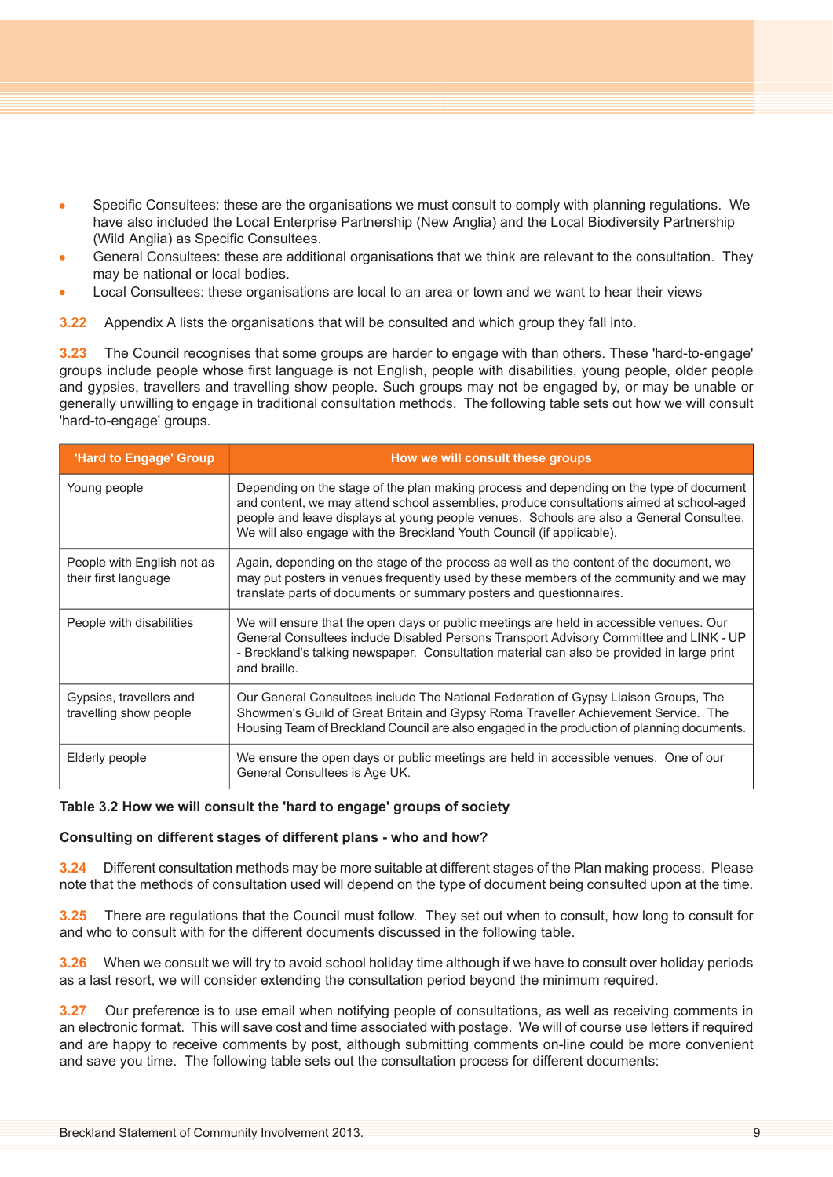- Specific Consultees: these are the organisations we must consult to comply with planning regulations. We have also included the Local Enterprise Partnership (New Anglia) and the Local Biodiversity Partnership (Wild Anglia) as Specific Consultees.
- General Consultees: these are additional organisations that we think are relevant to the consultation. They may be national or local bodies.
- Local Consultees: these organisations are local to an area or town and we want to hear their views

**3.22** Appendix A lists the organisations that will be consulted and which group they fall into.

**3.23** The Council recognises that some groups are harder to engage with than others. These 'hard-to-engage' groups include people whose first language is not English, people with disabilities, young people, older people and gypsies, travellers and travelling show people. Such groups may not be engaged by, or may be unable or generally unwilling to engage in traditional consultation methods. The following table sets out how we will consult 'hard-to-engage' groups.

| 'Hard to Engage' Group | How we will consult these groups |
|---|---|
| Young people | Depending on the stage of the plan making process and depending on the type of document and content, we may attend school assemblies, produce consultations aimed at school-aged people and leave displays at young people venues. Schools are also a General Consultee. We will also engage with the Breckland Youth Council (if applicable). |
| People with English not as their first language | Again, depending on the stage of the process as well as the content of the document, we may put posters in venues frequently used by these members of the community and we may translate parts of documents or summary posters and questionnaires. |
| People with disabilities | We will ensure that the open days or public meetings are held in accessible venues. Our General Consultees include Disabled Persons Transport Advisory Committee and LINK - UP - Breckland's talking newspaper. Consultation material can also be provided in large print and braille. |
| Gypsies, travellers and travelling show people | Our General Consultees include The National Federation of Gypsy Liaison Groups, The Showmen's Guild of Great Britain and Gypsy Roma Traveller Achievement Service. The Housing Team of Breckland Council are also engaged in the production of planning documents. |
| Elderly people | We ensure the open days or public meetings are held in accessible venues. One of our General Consultees is Age UK. |

**Table 3.2 How we will consult the 'hard to engage' groups of society**

**Consulting on different stages of different plans - who and how?**

**3.24** Different consultation methods may be more suitable at different stages of the Plan making process. Please note that the methods of consultation used will depend on the type of document being consulted upon at the time.

**3.25** There are regulations that the Council must follow. They set out when to consult, how long to consult for and who to consult with for the different documents discussed in the following table.

**3.26** When we consult we will try to avoid school holiday time although if we have to consult over holiday periods as a last resort, we will consider extending the consultation period beyond the minimum required.

**3.27** Our preference is to use email when notifying people of consultations, as well as receiving comments in an electronic format. This will save cost and time associated with postage. We will of course use letters if required and are happy to receive comments by post, although submitting comments on-line could be more convenient and save you time. The following table sets out the consultation process for different documents: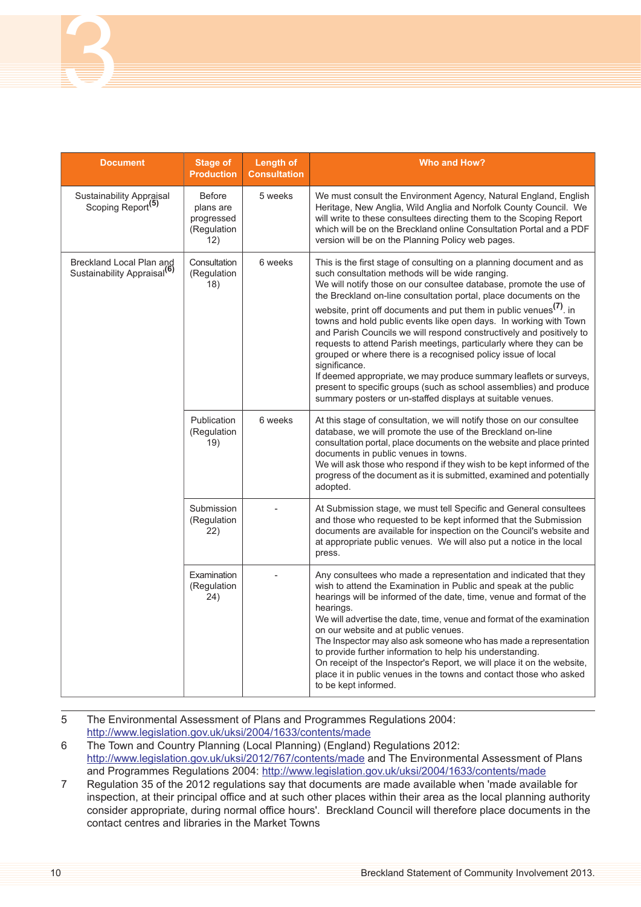| Document | Stage of Production | Length of Consultation | Who and How? |
|---|---|---|---|
| Sustainability Appraisal Scoping Report[5] | Before plans are progressed (Regulation 12) | 5 weeks | We must consult the Environment Agency, Natural England, English Heritage, New Anglia, Wild Anglia and Norfolk County Council. We will write to these consultees directing them to the Scoping Report which will be on the Breckland online Consultation Portal and a PDF version will be on the Planning Policy web pages. |
| Breckland Local Plan and Sustainability Appraisal[6] | Consultation (Regulation 18) | 6 weeks | This is the first stage of consulting on a planning document and as such consultation methods will be wide ranging.<br>We will notify those on our consultee database, promote the use of the Breckland on-line consultation portal, place documents on the website, print off documents and put them in public venues[7]. in towns and hold public events like open days. In working with Town and Parish Councils we will respond constructively and positively to requests to attend Parish meetings, particularly where they can be grouped or where there is a recognised policy issue of local significance.<br>If deemed appropriate, we may produce summary leaflets or surveys, present to specific groups (such as school assemblies) and produce summary posters or un-staffed displays at suitable venues. |
| | Publication (Regulation 19) | 6 weeks | At this stage of consultation, we will notify those on our consultee database, we will promote the use of the Breckland on-line consultation portal, place documents on the website and place printed documents in public venues in towns.<br>We will ask those who respond if they wish to be kept informed of the progress of the document as it is submitted, examined and potentially adopted. |
| | Submission (Regulation 22) | - | At Submission stage, we must tell Specific and General consultees and those who requested to be kept informed that the Submission documents are available for inspection on the Council's website and at appropriate public venues. We will also put a notice in the local press. |
| | Examination (Regulation 24) | - | Any consultees who made a representation and indicated that they wish to attend the Examination in Public and speak at the public hearings will be informed of the date, time, venue and format of the hearings.<br>We will advertise the date, time, venue and format of the examination on our website and at public venues.<br>The Inspector may also ask someone who has made a representation to provide further information to help his understanding.<br>On receipt of the Inspector's Report, we will place it on the website, place it in public venues in the towns and contact those who asked to be kept informed. |

5 The Environmental Assessment of Plans and Programmes Regulations 2004: http://www.legislation.gov.uk/uksi/2004/1633/contents/made

6 The Town and Country Planning (Local Planning) (England) Regulations 2012: http://www.legislation.gov.uk/uksi/2012/767/contents/made and The Environmental Assessment of Plans and Programmes Regulations 2004: http://www.legislation.gov.uk/uksi/2004/1633/contents/made

7 Regulation 35 of the 2012 regulations say that documents are made available when 'made available for inspection, at their principal office and at such other places within their area as the local planning authority consider appropriate, during normal office hours'. Breckland Council will therefore place documents in the contact centres and libraries in the Market Towns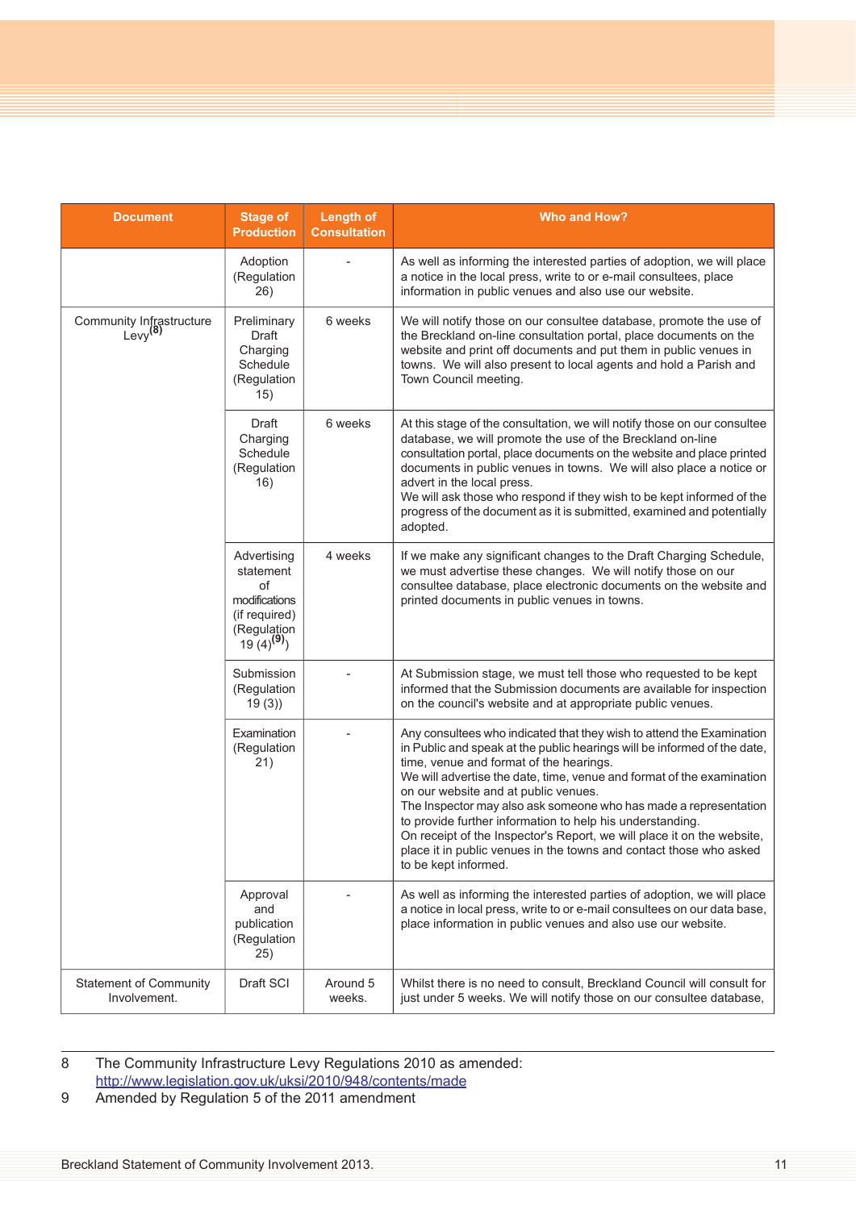| Document | Stage of Production | Length of Consultation | Who and How? |
|---|---|---|---|
| | Adoption (Regulation 26) | - | As well as informing the interested parties of adoption, we will place a notice in the local press, write to or e-mail consultees, place information in public venues and also use our website. |
| Community Infrastructure Levy[8] | Preliminary Draft Charging Schedule (Regulation 15) | 6 weeks | We will notify those on our consultee database, promote the use of the Breckland on-line consultation portal, place documents on the website and print off documents and put them in public venues in towns. We will also present to local agents and hold a Parish and Town Council meeting. |
| | Draft Charging Schedule (Regulation 16) | 6 weeks | At this stage of the consultation, we will notify those on our consultee database, we will promote the use of the Breckland on-line consultation portal, place documents on the website and place printed documents in public venues in towns. We will also place a notice or advert in the local press.<br>We will ask those who respond if they wish to be kept informed of the progress of the document as it is submitted, examined and potentially adopted. |
| | Advertising statement of modifications (if required) (Regulation 19 (4)[9]) | 4 weeks | If we make any significant changes to the Draft Charging Schedule, we must advertise these changes. We will notify those on our consultee database, place electronic documents on the website and printed documents in public venues in towns. |
| | Submission (Regulation 19 (3)) | - | At Submission stage, we must tell those who requested to be kept informed that the Submission documents are available for inspection on the council's website and at appropriate public venues. |
| | Examination (Regulation 21) | - | Any consultees who indicated that they wish to attend the Examination in Public and speak at the public hearings will be informed of the date, time, venue and format of the hearings.<br>We will advertise the date, time, venue and format of the examination on our website and at public venues.<br>The Inspector may also ask someone who has made a representation to provide further information to help his understanding.<br>On receipt of the Inspector's Report, we will place it on the website, place it in public venues in the towns and contact those who asked to be kept informed. |
| | Approval and publication (Regulation 25) | - | As well as informing the interested parties of adoption, we will place a notice in local press, write to or e-mail consultees on our data base, place information in public venues and also use our website. |
| Statement of Community Involvement. | Draft SCI | Around 5 weeks. | Whilst there is no need to consult, Breckland Council will consult for just under 5 weeks. We will notify those on our consultee database, |

8 The Community Infrastructure Levy Regulations 2010 as amended: http://www.legislation.gov.uk/uksi/2010/948/contents/made

9 Amended by Regulation 5 of the 2011 amendment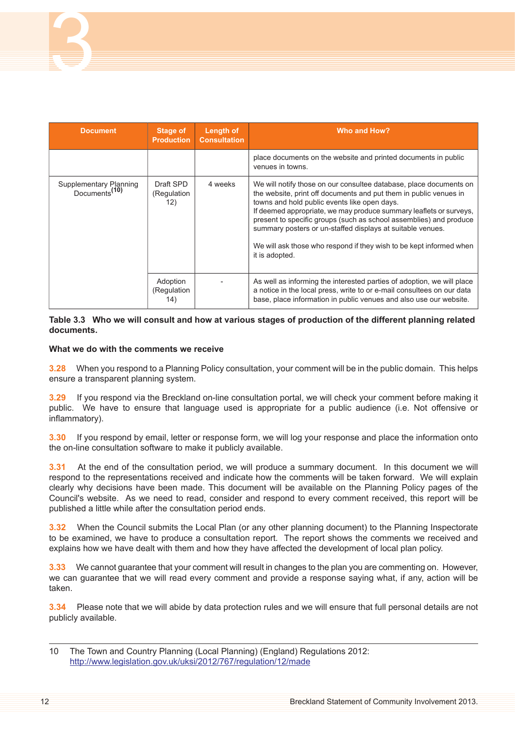| Document | Stage of Production | Length of Consultation | Who and How? |
|---|---|---|---|
| | | | place documents on the website and printed documents in public venues in towns. |
| Supplementary Planning Documents[(10)] | Draft SPD (Regulation 12) | 4 weeks | We will notify those on our consultee database, place documents on the website, print off documents and put them in public venues in towns and hold public events like open days.<br>If deemed appropriate, we may produce summary leaflets or surveys, present to specific groups (such as school assemblies) and produce summary posters or un-staffed displays at suitable venues.<br><br>We will ask those who respond if they wish to be kept informed when it is adopted. |
| | Adoption (Regulation 14) | - | As well as informing the interested parties of adoption, we will place a notice in the local press, write to or e-mail consultees on our data base, place information in public venues and also use our website. |

**Table 3.3 Who we will consult and how at various stages of production of the different planning related documents.**

**What we do with the comments we receive**

**3.28** When you respond to a Planning Policy consultation, your comment will be in the public domain. This helps ensure a transparent planning system.

**3.29** If you respond via the Breckland on-line consultation portal, we will check your comment before making it public. We have to ensure that language used is appropriate for a public audience (i.e. Not offensive or inflammatory).

**3.30** If you respond by email, letter or response form, we will log your response and place the information onto the on-line consultation software to make it publicly available.

**3.31** At the end of the consultation period, we will produce a summary document. In this document we will respond to the representations received and indicate how the comments will be taken forward. We will explain clearly why decisions have been made. This document will be available on the Planning Policy pages of the Council's website. As we need to read, consider and respond to every comment received, this report will be published a little while after the consultation period ends.

**3.32** When the Council submits the Local Plan (or any other planning document) to the Planning Inspectorate to be examined, we have to produce a consultation report. The report shows the comments we received and explains how we have dealt with them and how they have affected the development of local plan policy.

**3.33** We cannot guarantee that your comment will result in changes to the plan you are commenting on. However, we can guarantee that we will read every comment and provide a response saying what, if any, action will be taken.

**3.34** Please note that we will abide by data protection rules and we will ensure that full personal details are not publicly available.

---

10 The Town and Country Planning (Local Planning) (England) Regulations 2012: http://www.legislation.gov.uk/uksi/2012/767/regulation/12/made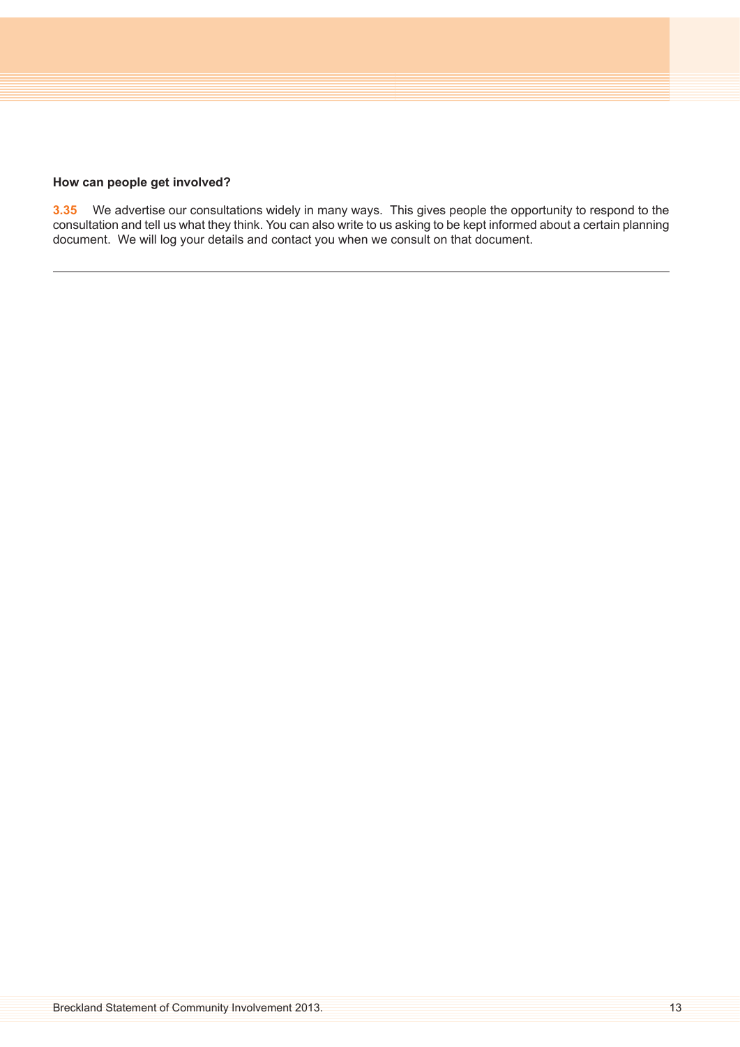**How can people get involved?**

**3.35** We advertise our consultations widely in many ways. This gives people the opportunity to respond to the consultation and tell us what they think. You can also write to us asking to be kept informed about a certain planning document. We will log your details and contact you when we consult on that document.

---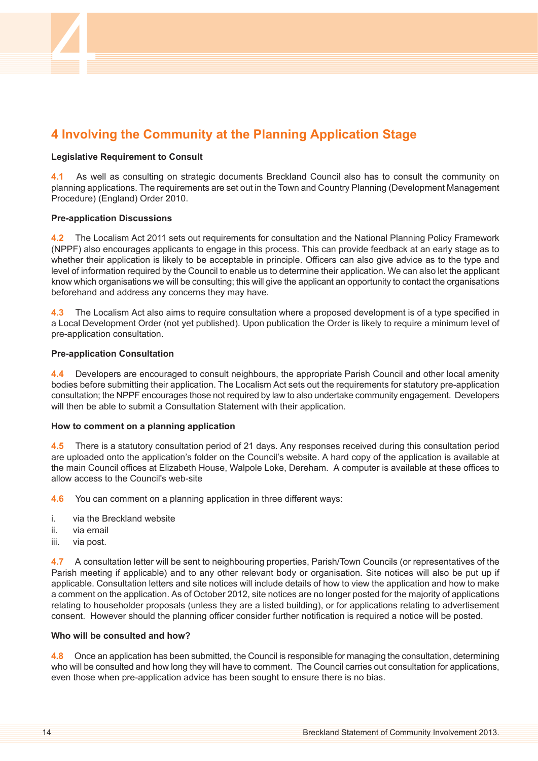# 4 Involving the Community at the Planning Application Stage

**Legislative Requirement to Consult**

**4.1** As well as consulting on strategic documents Breckland Council also has to consult the community on planning applications. The requirements are set out in the Town and Country Planning (Development Management Procedure) (England) Order 2010.

**Pre-application Discussions**

**4.2** The Localism Act 2011 sets out requirements for consultation and the National Planning Policy Framework (NPPF) also encourages applicants to engage in this process. This can provide feedback at an early stage as to whether their application is likely to be acceptable in principle. Officers can also give advice as to the type and level of information required by the Council to enable us to determine their application. We can also let the applicant know which organisations we will be consulting; this will give the applicant an opportunity to contact the organisations beforehand and address any concerns they may have.

**4.3** The Localism Act also aims to require consultation where a proposed development is of a type specified in a Local Development Order (not yet published). Upon publication the Order is likely to require a minimum level of pre-application consultation.

**Pre-application Consultation**

**4.4** Developers are encouraged to consult neighbours, the appropriate Parish Council and other local amenity bodies before submitting their application. The Localism Act sets out the requirements for statutory pre-application consultation; the NPPF encourages those not required by law to also undertake community engagement. Developers will then be able to submit a Consultation Statement with their application.

**How to comment on a planning application**

**4.5** There is a statutory consultation period of 21 days. Any responses received during this consultation period are uploaded onto the application's folder on the Council's website. A hard copy of the application is available at the main Council offices at Elizabeth House, Walpole Loke, Dereham. A computer is available at these offices to allow access to the Council's web-site

**4.6** You can comment on a planning application in three different ways:

i. via the Breckland website
ii. via email
iii. via post.

**4.7** A consultation letter will be sent to neighbouring properties, Parish/Town Councils (or representatives of the Parish meeting if applicable) and to any other relevant body or organisation. Site notices will also be put up if applicable. Consultation letters and site notices will include details of how to view the application and how to make a comment on the application. As of October 2012, site notices are no longer posted for the majority of applications relating to householder proposals (unless they are a listed building), or for applications relating to advertisement consent. However should the planning officer consider further notification is required a notice will be posted.

**Who will be consulted and how?**

**4.8** Once an application has been submitted, the Council is responsible for managing the consultation, determining who will be consulted and how long they will have to comment. The Council carries out consultation for applications, even those when pre-application advice has been sought to ensure there is no bias.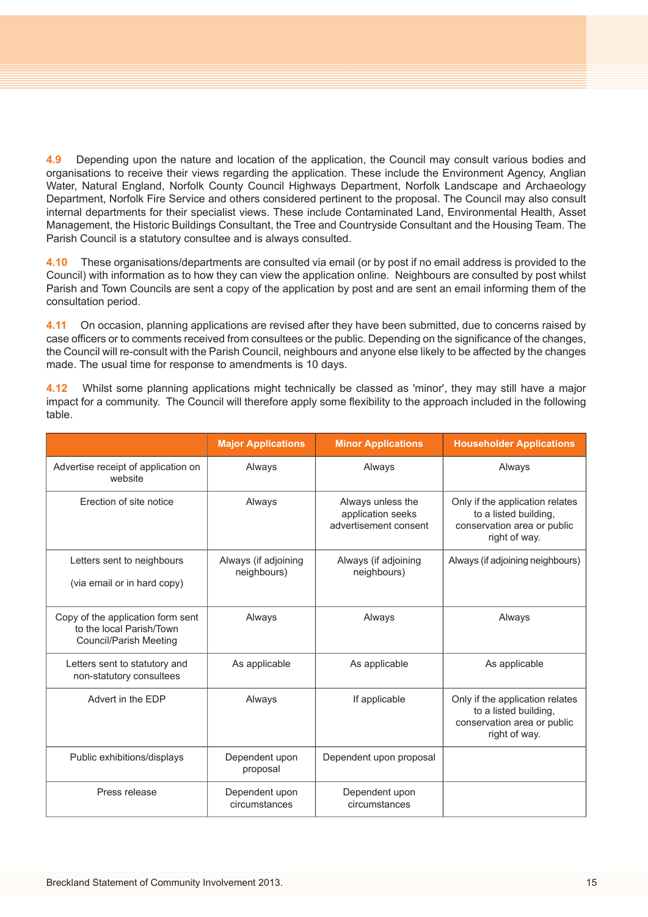**4.9** Depending upon the nature and location of the application, the Council may consult various bodies and organisations to receive their views regarding the application. These include the Environment Agency, Anglian Water, Natural England, Norfolk County Council Highways Department, Norfolk Landscape and Archaeology Department, Norfolk Fire Service and others considered pertinent to the proposal. The Council may also consult internal departments for their specialist views. These include Contaminated Land, Environmental Health, Asset Management, the Historic Buildings Consultant, the Tree and Countryside Consultant and the Housing Team. The Parish Council is a statutory consultee and is always consulted.

**4.10** These organisations/departments are consulted via email (or by post if no email address is provided to the Council) with information as to how they can view the application online. Neighbours are consulted by post whilst Parish and Town Councils are sent a copy of the application by post and are sent an email informing them of the consultation period.

**4.11** On occasion, planning applications are revised after they have been submitted, due to concerns raised by case officers or to comments received from consultees or the public. Depending on the significance of the changes, the Council will re-consult with the Parish Council, neighbours and anyone else likely to be affected by the changes made. The usual time for response to amendments is 10 days.

**4.12** Whilst some planning applications might technically be classed as 'minor', they may still have a major impact for a community. The Council will therefore apply some flexibility to the approach included in the following table.

| | Major Applications | Minor Applications | Householder Applications |
|---|---|---|---|
| Advertise receipt of application on website | Always | Always | Always |
| Erection of site notice | Always | Always unless the application seeks advertisement consent | Only if the application relates to a listed building, conservation area or public right of way. |
| Letters sent to neighbours (via email or in hard copy) | Always (if adjoining neighbours) | Always (if adjoining neighbours) | Always (if adjoining neighbours) |
| Copy of the application form sent to the local Parish/Town Council/Parish Meeting | Always | Always | Always |
| Letters sent to statutory and non-statutory consultees | As applicable | As applicable | As applicable |
| Advert in the EDP | Always | If applicable | Only if the application relates to a listed building, conservation area or public right of way. |
| Public exhibitions/displays | Dependent upon proposal | Dependent upon proposal | |
| Press release | Dependent upon circumstances | Dependent upon circumstances | |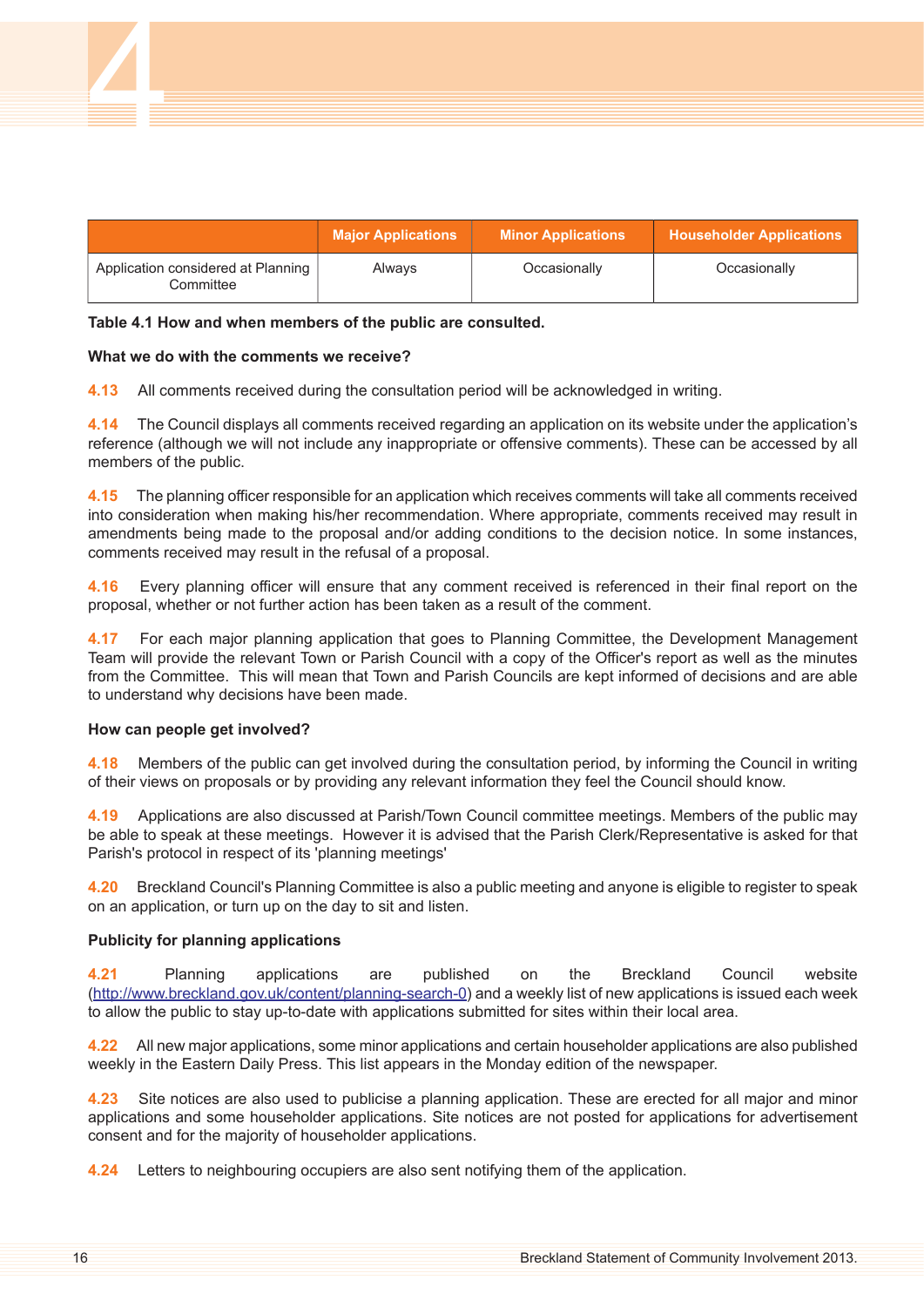| | Major Applications | Minor Applications | Householder Applications |
|---|---|---|---|
| Application considered at Planning Committee | Always | Occasionally | Occasionally |

**Table 4.1 How and when members of the public are consulted.**

**What we do with the comments we receive?**

**4.13** All comments received during the consultation period will be acknowledged in writing.

**4.14** The Council displays all comments received regarding an application on its website under the application's reference (although we will not include any inappropriate or offensive comments). These can be accessed by all members of the public.

**4.15** The planning officer responsible for an application which receives comments will take all comments received into consideration when making his/her recommendation. Where appropriate, comments received may result in amendments being made to the proposal and/or adding conditions to the decision notice. In some instances, comments received may result in the refusal of a proposal.

**4.16** Every planning officer will ensure that any comment received is referenced in their final report on the proposal, whether or not further action has been taken as a result of the comment.

**4.17** For each major planning application that goes to Planning Committee, the Development Management Team will provide the relevant Town or Parish Council with a copy of the Officer's report as well as the minutes from the Committee. This will mean that Town and Parish Councils are kept informed of decisions and are able to understand why decisions have been made.

**How can people get involved?**

**4.18** Members of the public can get involved during the consultation period, by informing the Council in writing of their views on proposals or by providing any relevant information they feel the Council should know.

**4.19** Applications are also discussed at Parish/Town Council committee meetings. Members of the public may be able to speak at these meetings. However it is advised that the Parish Clerk/Representative is asked for that Parish's protocol in respect of its 'planning meetings'

**4.20** Breckland Council's Planning Committee is also a public meeting and anyone is eligible to register to speak on an application, or turn up on the day to sit and listen.

**Publicity for planning applications**

**4.21** Planning applications are published on the Breckland Council website (http://www.breckland.gov.uk/content/planning-search-0) and a weekly list of new applications is issued each week to allow the public to stay up-to-date with applications submitted for sites within their local area.

**4.22** All new major applications, some minor applications and certain householder applications are also published weekly in the Eastern Daily Press. This list appears in the Monday edition of the newspaper.

**4.23** Site notices are also used to publicise a planning application. These are erected for all major and minor applications and some householder applications. Site notices are not posted for applications for advertisement consent and for the majority of householder applications.

**4.24** Letters to neighbouring occupiers are also sent notifying them of the application.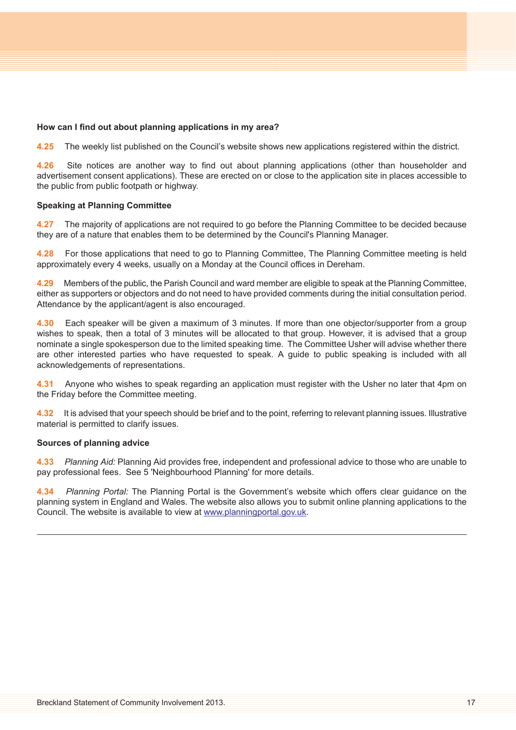**How can I find out about planning applications in my area?**

**4.25** The weekly list published on the Council's website shows new applications registered within the district.

**4.26** Site notices are another way to find out about planning applications (other than householder and advertisement consent applications). These are erected on or close to the application site in places accessible to the public from public footpath or highway.

**Speaking at Planning Committee**

**4.27** The majority of applications are not required to go before the Planning Committee to be decided because they are of a nature that enables them to be determined by the Council's Planning Manager.

**4.28** For those applications that need to go to Planning Committee, The Planning Committee meeting is held approximately every 4 weeks, usually on a Monday at the Council offices in Dereham.

**4.29** Members of the public, the Parish Council and ward member are eligible to speak at the Planning Committee, either as supporters or objectors and do not need to have provided comments during the initial consultation period. Attendance by the applicant/agent is also encouraged.

**4.30** Each speaker will be given a maximum of 3 minutes. If more than one objector/supporter from a group wishes to speak, then a total of 3 minutes will be allocated to that group. However, it is advised that a group nominate a single spokesperson due to the limited speaking time. The Committee Usher will advise whether there are other interested parties who have requested to speak. A guide to public speaking is included with all acknowledgements of representations.

**4.31** Anyone who wishes to speak regarding an application must register with the Usher no later that 4pm on the Friday before the Committee meeting.

**4.32** It is advised that your speech should be brief and to the point, referring to relevant planning issues. Illustrative material is permitted to clarify issues.

**Sources of planning advice**

**4.33** *Planning Aid:* Planning Aid provides free, independent and professional advice to those who are unable to pay professional fees. See 5 'Neighbourhood Planning' for more details.

**4.34** *Planning Portal:* The Planning Portal is the Government's website which offers clear guidance on the planning system in England and Wales. The website also allows you to submit online planning applications to the Council. The website is available to view at [www.planningportal.gov.uk](http://www.planningportal.gov.uk).

---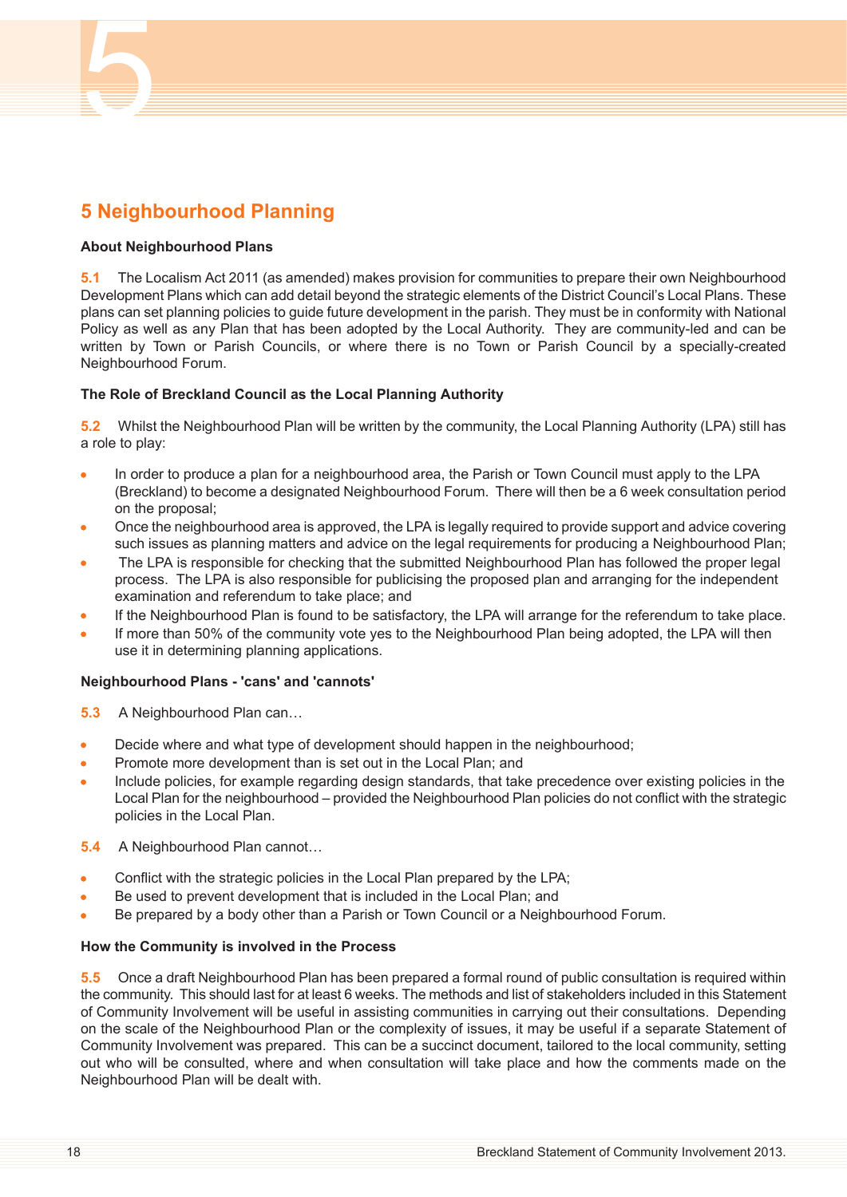# 5 Neighbourhood Planning

### About Neighbourhood Plans

**5.1** The Localism Act 2011 (as amended) makes provision for communities to prepare their own Neighbourhood Development Plans which can add detail beyond the strategic elements of the District Council's Local Plans. These plans can set planning policies to guide future development in the parish. They must be in conformity with National Policy as well as any Plan that has been adopted by the Local Authority. They are community-led and can be written by Town or Parish Councils, or where there is no Town or Parish Council by a specially-created Neighbourhood Forum.

### The Role of Breckland Council as the Local Planning Authority

**5.2** Whilst the Neighbourhood Plan will be written by the community, the Local Planning Authority (LPA) still has a role to play:

- In order to produce a plan for a neighbourhood area, the Parish or Town Council must apply to the LPA (Breckland) to become a designated Neighbourhood Forum. There will then be a 6 week consultation period on the proposal;
- Once the neighbourhood area is approved, the LPA is legally required to provide support and advice covering such issues as planning matters and advice on the legal requirements for producing a Neighbourhood Plan;
- The LPA is responsible for checking that the submitted Neighbourhood Plan has followed the proper legal process. The LPA is also responsible for publicising the proposed plan and arranging for the independent examination and referendum to take place; and
- If the Neighbourhood Plan is found to be satisfactory, the LPA will arrange for the referendum to take place.
- If more than 50% of the community vote yes to the Neighbourhood Plan being adopted, the LPA will then use it in determining planning applications.

### Neighbourhood Plans - 'cans' and 'cannots'

**5.3** A Neighbourhood Plan can…

- Decide where and what type of development should happen in the neighbourhood;
- Promote more development than is set out in the Local Plan; and
- Include policies, for example regarding design standards, that take precedence over existing policies in the Local Plan for the neighbourhood – provided the Neighbourhood Plan policies do not conflict with the strategic policies in the Local Plan.

**5.4** A Neighbourhood Plan cannot…

- Conflict with the strategic policies in the Local Plan prepared by the LPA;
- Be used to prevent development that is included in the Local Plan; and
- Be prepared by a body other than a Parish or Town Council or a Neighbourhood Forum.

### How the Community is involved in the Process

**5.5** Once a draft Neighbourhood Plan has been prepared a formal round of public consultation is required within the community. This should last for at least 6 weeks. The methods and list of stakeholders included in this Statement of Community Involvement will be useful in assisting communities in carrying out their consultations. Depending on the scale of the Neighbourhood Plan or the complexity of issues, it may be useful if a separate Statement of Community Involvement was prepared. This can be a succinct document, tailored to the local community, setting out who will be consulted, where and when consultation will take place and how the comments made on the Neighbourhood Plan will be dealt with.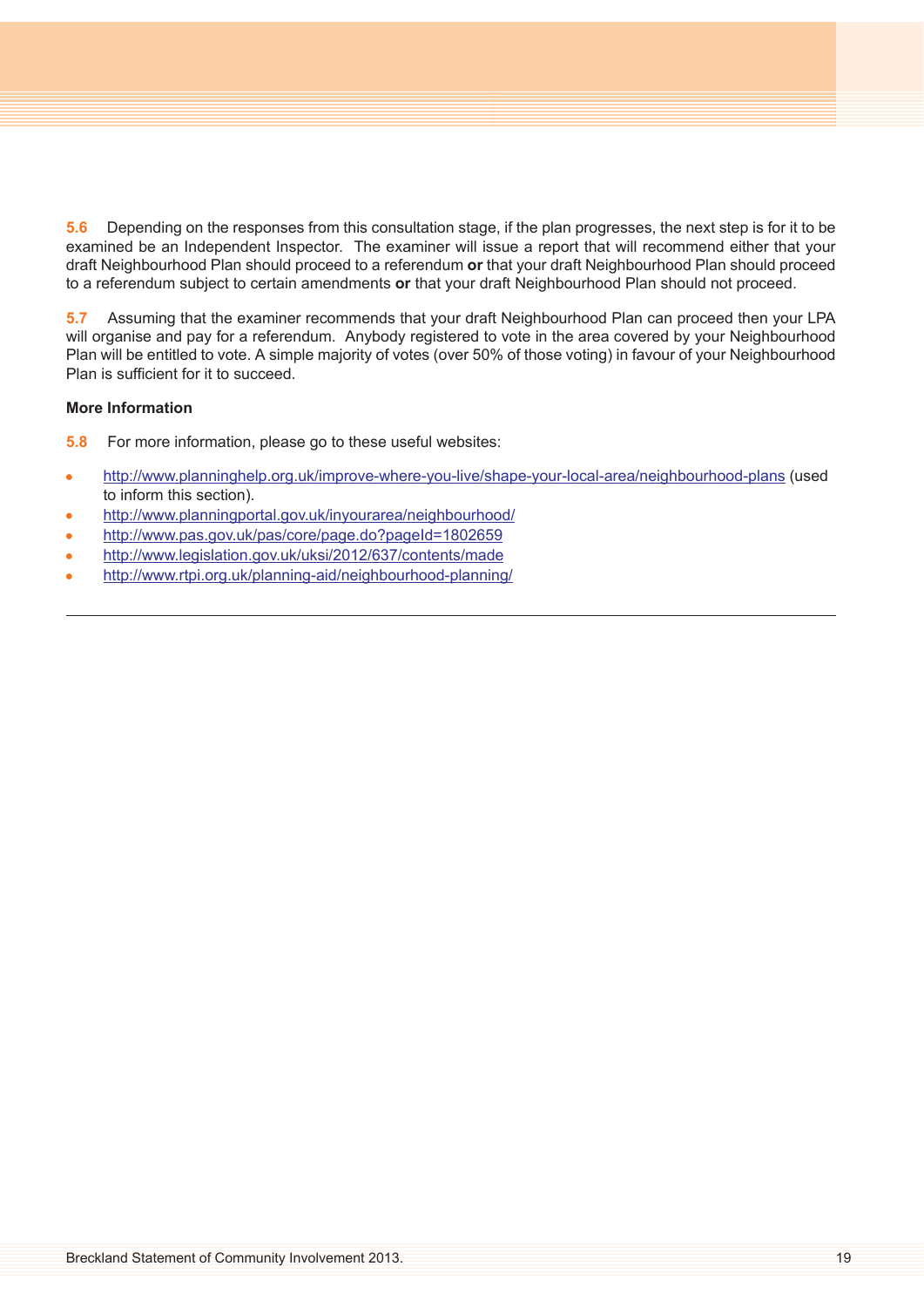**5.6** Depending on the responses from this consultation stage, if the plan progresses, the next step is for it to be examined be an Independent Inspector. The examiner will issue a report that will recommend either that your draft Neighbourhood Plan should proceed to a referendum **or** that your draft Neighbourhood Plan should proceed to a referendum subject to certain amendments **or** that your draft Neighbourhood Plan should not proceed.

**5.7** Assuming that the examiner recommends that your draft Neighbourhood Plan can proceed then your LPA will organise and pay for a referendum. Anybody registered to vote in the area covered by your Neighbourhood Plan will be entitled to vote. A simple majority of votes (over 50% of those voting) in favour of your Neighbourhood Plan is sufficient for it to succeed.

**More Information**

**5.8** For more information, please go to these useful websites:

- http://www.planninghelp.org.uk/improve-where-you-live/shape-your-local-area/neighbourhood-plans (used to inform this section).
- http://www.planningportal.gov.uk/inyourarea/neighbourhood/
- http://www.pas.gov.uk/pas/core/page.do?pageId=1802659
- http://www.legislation.gov.uk/uksi/2012/637/contents/made
- http://www.rtpi.org.uk/planning-aid/neighbourhood-planning/

---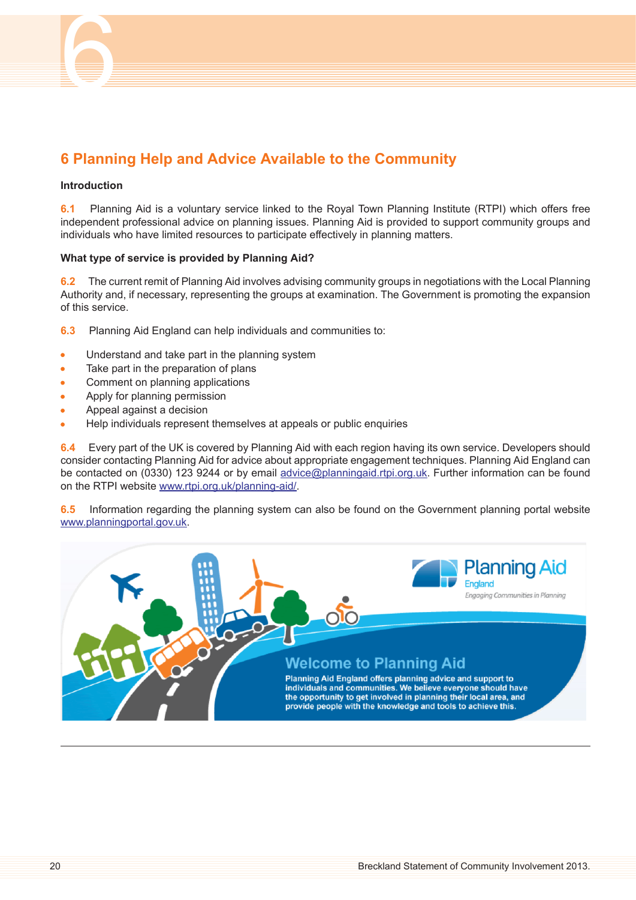# 6 Planning Help and Advice Available to the Community

**Introduction**

**6.1** Planning Aid is a voluntary service linked to the Royal Town Planning Institute (RTPI) which offers free independent professional advice on planning issues. Planning Aid is provided to support community groups and individuals who have limited resources to participate effectively in planning matters.

**What type of service is provided by Planning Aid?**

**6.2** The current remit of Planning Aid involves advising community groups in negotiations with the Local Planning Authority and, if necessary, representing the groups at examination. The Government is promoting the expansion of this service.

**6.3** Planning Aid England can help individuals and communities to:

- Understand and take part in the planning system
- Take part in the preparation of plans
- Comment on planning applications
- Apply for planning permission
- Appeal against a decision
- Help individuals represent themselves at appeals or public enquiries

**6.4** Every part of the UK is covered by Planning Aid with each region having its own service. Developers should consider contacting Planning Aid for advice about appropriate engagement techniques. Planning Aid England can be contacted on (0330) 123 9244 or by email advice@planningaid.rtpi.org.uk. Further information can be found on the RTPI website www.rtpi.org.uk/planning-aid/.

**6.5** Information regarding the planning system can also be found on the Government planning portal website www.planningportal.gov.uk.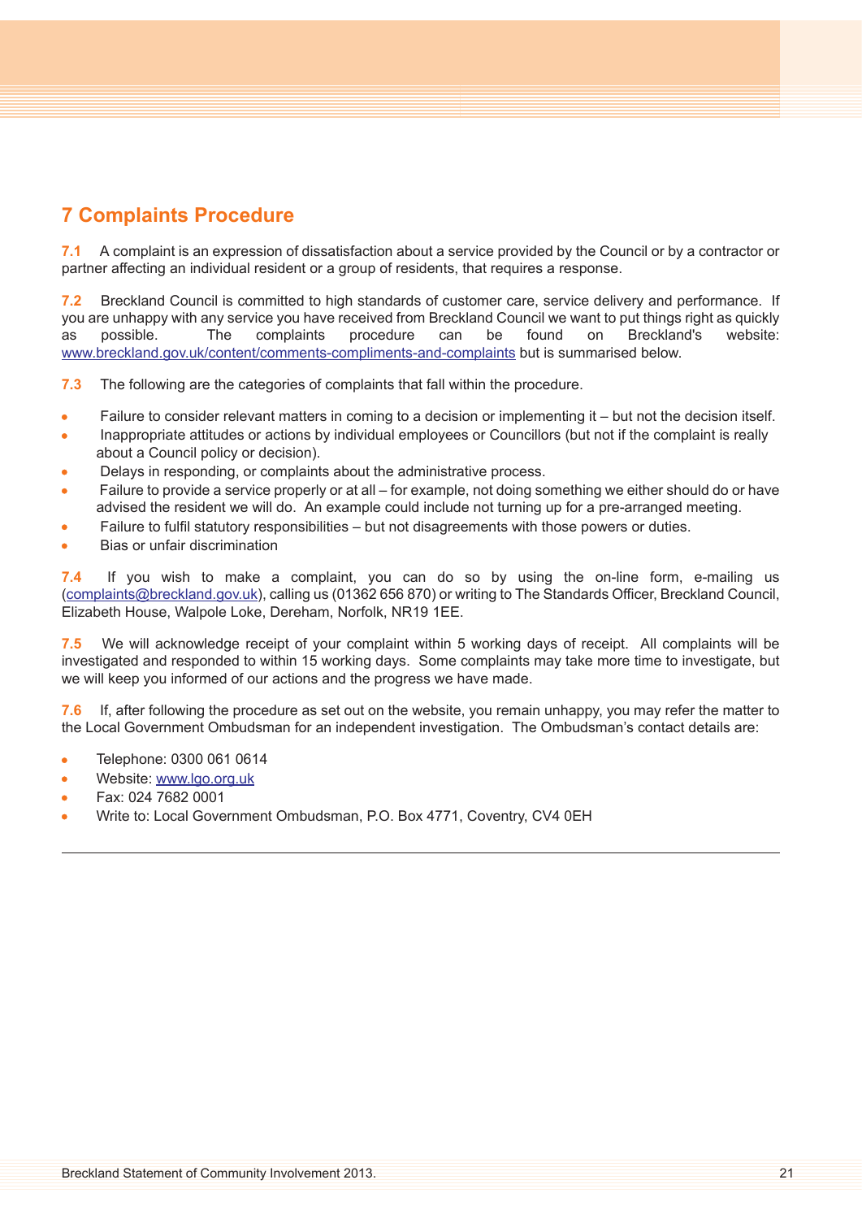## 7 Complaints Procedure

**7.1** A complaint is an expression of dissatisfaction about a service provided by the Council or by a contractor or partner affecting an individual resident or a group of residents, that requires a response.

**7.2** Breckland Council is committed to high standards of customer care, service delivery and performance. If you are unhappy with any service you have received from Breckland Council we want to put things right as quickly as possible. The complaints procedure can be found on Breckland's website: [www.breckland.gov.uk/content/comments-compliments-and-complaints](www.breckland.gov.uk/content/comments-compliments-and-complaints) but is summarised below.

**7.3** The following are the categories of complaints that fall within the procedure.

- Failure to consider relevant matters in coming to a decision or implementing it – but not the decision itself.
- Inappropriate attitudes or actions by individual employees or Councillors (but not if the complaint is really about a Council policy or decision).
- Delays in responding, or complaints about the administrative process.
- Failure to provide a service properly or at all – for example, not doing something we either should do or have advised the resident we will do. An example could include not turning up for a pre-arranged meeting.
- Failure to fulfil statutory responsibilities – but not disagreements with those powers or duties.
- Bias or unfair discrimination

**7.4** If you wish to make a complaint, you can do so by using the on-line form, e-mailing us ([complaints@breckland.gov.uk](mailto:complaints@breckland.gov.uk)), calling us (01362 656 870) or writing to The Standards Officer, Breckland Council, Elizabeth House, Walpole Loke, Dereham, Norfolk, NR19 1EE.

**7.5** We will acknowledge receipt of your complaint within 5 working days of receipt. All complaints will be investigated and responded to within 15 working days. Some complaints may take more time to investigate, but we will keep you informed of our actions and the progress we have made.

**7.6** If, after following the procedure as set out on the website, you remain unhappy, you may refer the matter to the Local Government Ombudsman for an independent investigation. The Ombudsman's contact details are:

- Telephone: 0300 061 0614
- Website: [www.lgo.org.uk](www.lgo.org.uk)
- Fax: 024 7682 0001
- Write to: Local Government Ombudsman, P.O. Box 4771, Coventry, CV4 0EH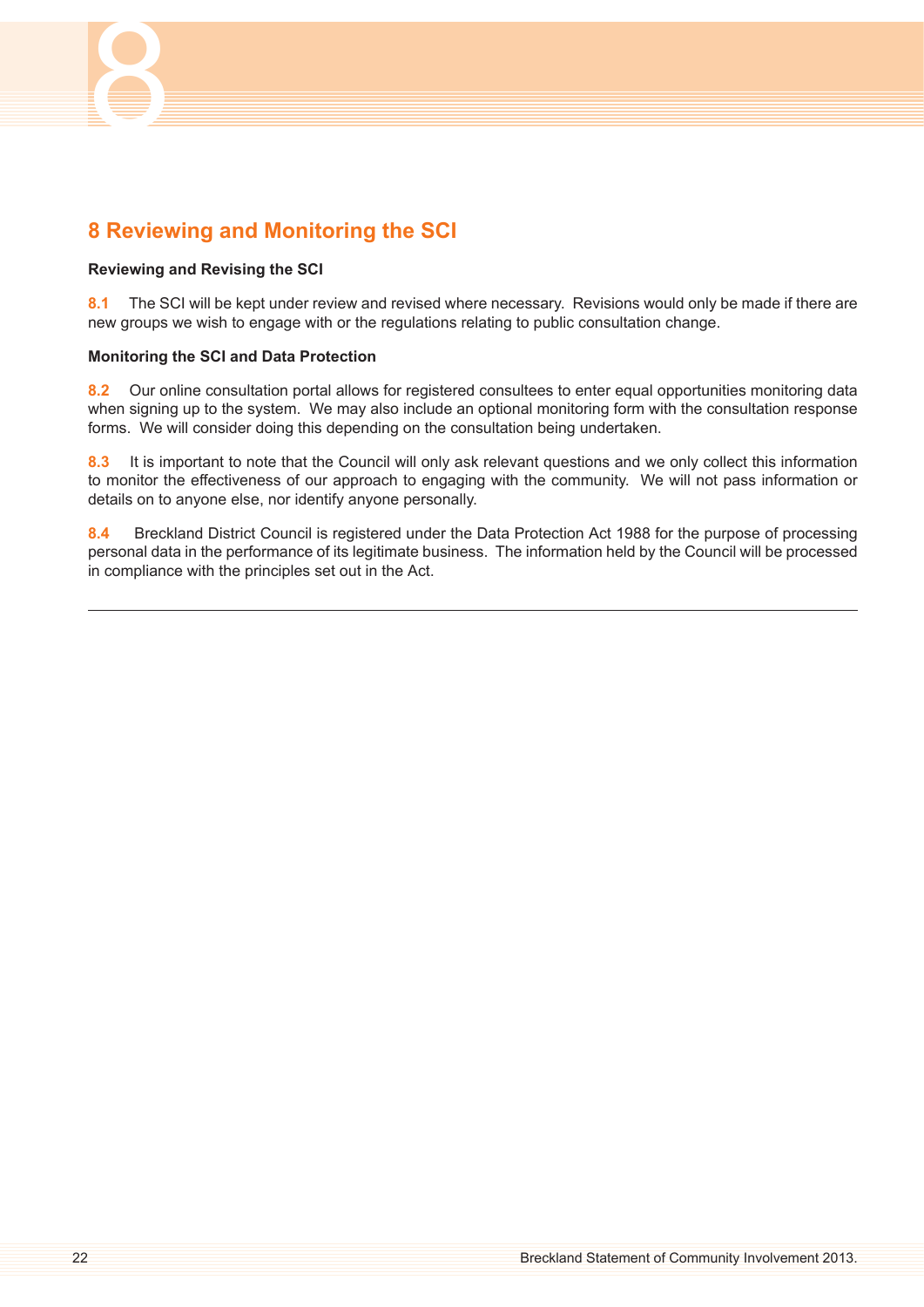# 8 Reviewing and Monitoring the SCI

**Reviewing and Revising the SCI**

**8.1** The SCI will be kept under review and revised where necessary. Revisions would only be made if there are new groups we wish to engage with or the regulations relating to public consultation change.

**Monitoring the SCI and Data Protection**

**8.2** Our online consultation portal allows for registered consultees to enter equal opportunities monitoring data when signing up to the system. We may also include an optional monitoring form with the consultation response forms. We will consider doing this depending on the consultation being undertaken.

**8.3** It is important to note that the Council will only ask relevant questions and we only collect this information to monitor the effectiveness of our approach to engaging with the community. We will not pass information or details on to anyone else, nor identify anyone personally.

**8.4** Breckland District Council is registered under the Data Protection Act 1988 for the purpose of processing personal data in the performance of its legitimate business. The information held by the Council will be processed in compliance with the principles set out in the Act.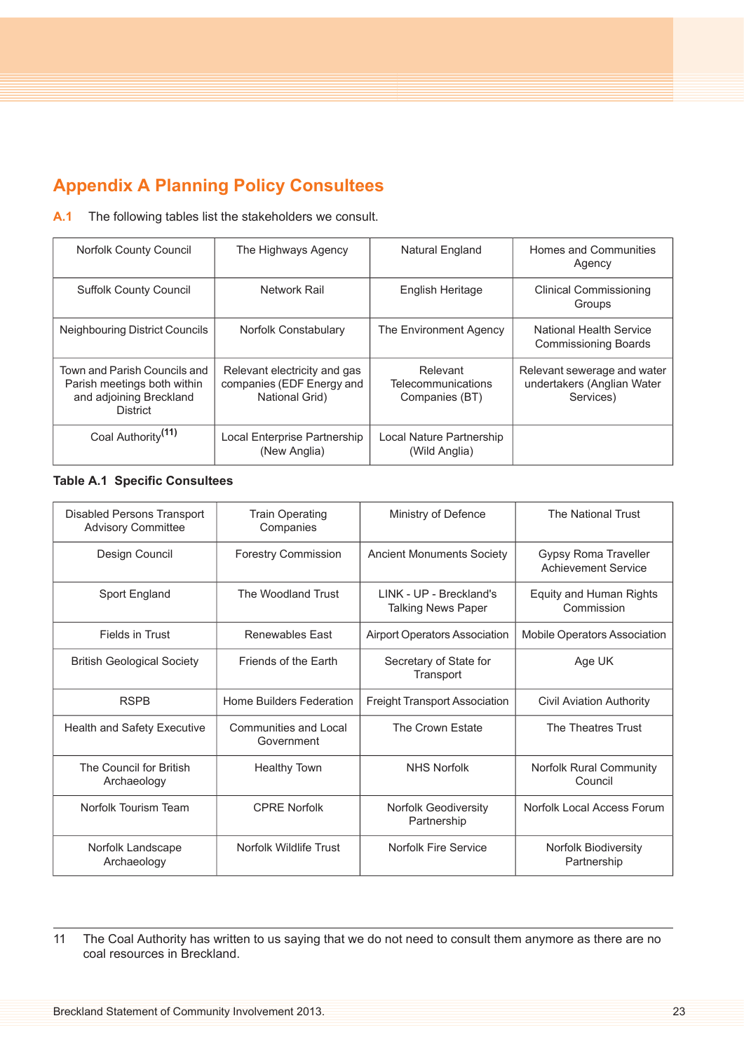# Appendix A Planning Policy Consultees

**A.1** The following tables list the stakeholders we consult.

| | | | |
|---|---|---|---|
| Norfolk County Council | The Highways Agency | Natural England | Homes and Communities Agency |
| Suffolk County Council | Network Rail | English Heritage | Clinical Commissioning Groups |
| Neighbouring District Councils | Norfolk Constabulary | The Environment Agency | National Health Service Commissioning Boards |
| Town and Parish Councils and Parish meetings both within and adjoining Breckland District | Relevant electricity and gas companies (EDF Energy and National Grid) | Relevant Telecommunications Companies (BT) | Relevant sewerage and water undertakers (Anglian Water Services) |
| Coal Authority(11) | Local Enterprise Partnership (New Anglia) | Local Nature Partnership (Wild Anglia) | |

**Table A.1 Specific Consultees**

| | | | |
|---|---|---|---|
| Disabled Persons Transport Advisory Committee | Train Operating Companies | Ministry of Defence | The National Trust |
| Design Council | Forestry Commission | Ancient Monuments Society | Gypsy Roma Traveller Achievement Service |
| Sport England | The Woodland Trust | LINK - UP - Breckland's Talking News Paper | Equity and Human Rights Commission |
| Fields in Trust | Renewables East | Airport Operators Association | Mobile Operators Association |
| British Geological Society | Friends of the Earth | Secretary of State for Transport | Age UK |
| RSPB | Home Builders Federation | Freight Transport Association | Civil Aviation Authority |
| Health and Safety Executive | Communities and Local Government | The Crown Estate | The Theatres Trust |
| The Council for British Archaeology | Healthy Town | NHS Norfolk | Norfolk Rural Community Council |
| Norfolk Tourism Team | CPRE Norfolk | Norfolk Geodiversity Partnership | Norfolk Local Access Forum |
| Norfolk Landscape Archaeology | Norfolk Wildlife Trust | Norfolk Fire Service | Norfolk Biodiversity Partnership |

11 The Coal Authority has written to us saying that we do not need to consult them anymore as there are no coal resources in Breckland.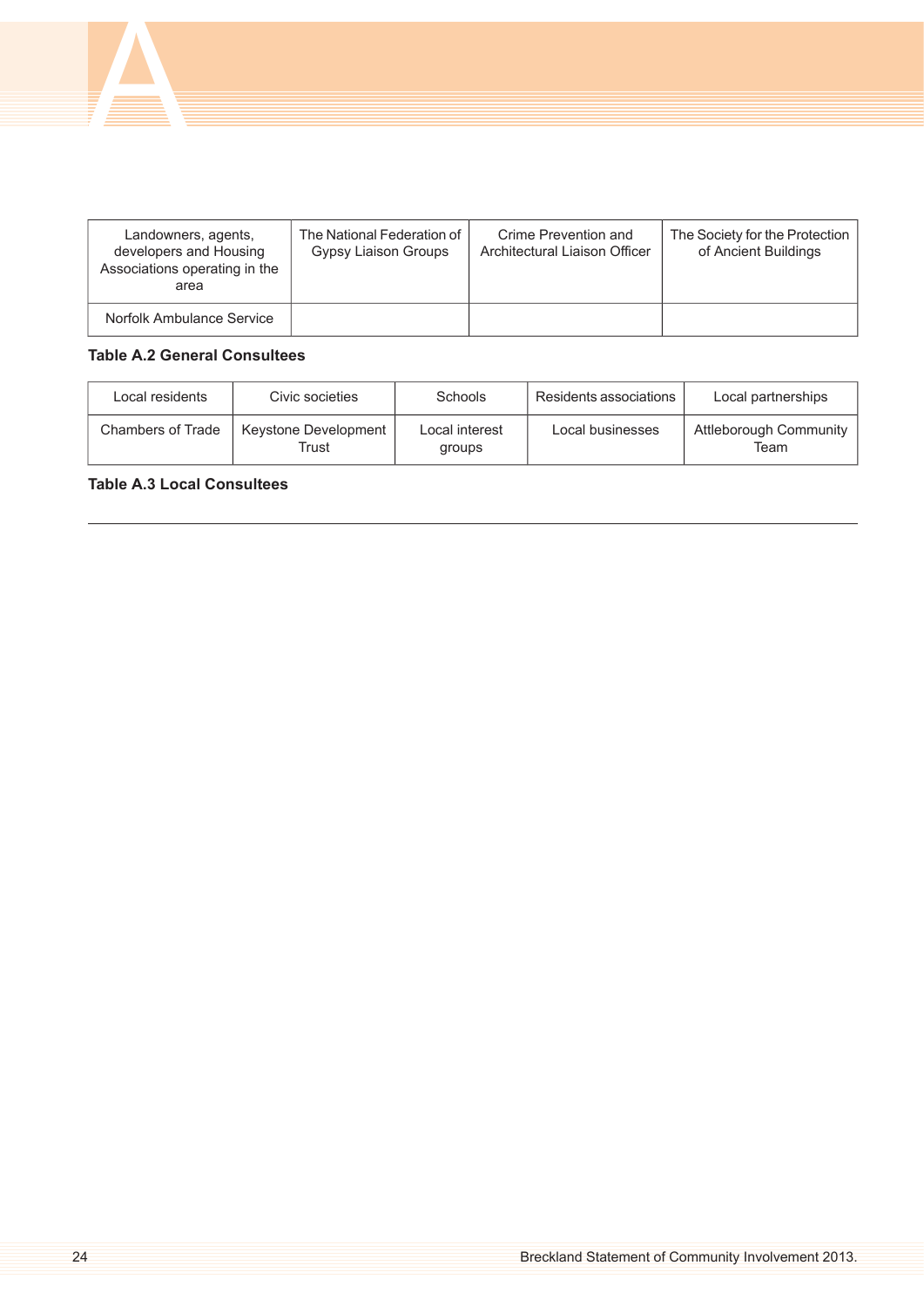| | | | |
|---|---|---|---|
| Landowners, agents, developers and Housing Associations operating in the area | The National Federation of Gypsy Liaison Groups | Crime Prevention and Architectural Liaison Officer | The Society for the Protection of Ancient Buildings |
| Norfolk Ambulance Service | | | |

**Table A.2 General Consultees**

| | | | | |
|---|---|---|---|---|
| Local residents | Civic societies | Schools | Residents associations | Local partnerships |
| Chambers of Trade | Keystone Development Trust | Local interest groups | Local businesses | Attleborough Community Team |

**Table A.3 Local Consultees**